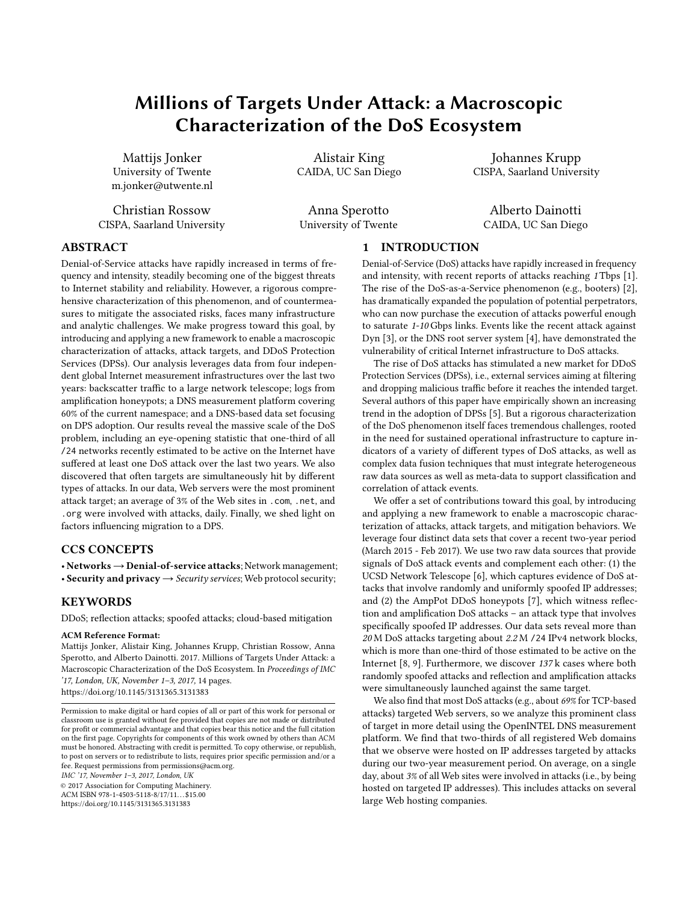# Millions of Targets Under Attack: a Macroscopic Characterization of the DoS Ecosystem

Mattijs Jonker
University of Twente
m.jonker@utwente.nl

Alistair King
CAIDA, UC San Diego

Johannes Krupp
CISPA, Saarland University

Christian Rossow
CISPA, Saarland University

Anna Sperotto
University of Twente

Alberto Dainotti
CAIDA, UC San Diego

## ABSTRACT

Denial-of-Service attacks have rapidly increased in terms of frequency and intensity, steadily becoming one of the biggest threats to Internet stability and reliability. However, a rigorous comprehensive characterization of this phenomenon, and of countermeasures to mitigate the associated risks, faces many infrastructure and analytic challenges. We make progress toward this goal, by introducing and applying a new framework to enable a macroscopic characterization of attacks, attack targets, and DDoS Protection Services (DPSs). Our analysis leverages data from four independent global Internet measurement infrastructures over the last two years: backscatter traffic to a large network telescope; logs from amplification honeypots; a DNS measurement platform covering 60% of the current namespace; and a DNS-based data set focusing on DPS adoption. Our results reveal the massive scale of the DoS problem, including an eye-opening statistic that one-third of all /24 networks recently estimated to be active on the Internet have suffered at least one DoS attack over the last two years. We also discovered that often targets are simultaneously hit by different types of attacks. In our data, Web servers were the most prominent attack target; an average of 3% of the Web sites in `.com`, `.net`, and `.org` were involved with attacks, daily. Finally, we shed light on factors influencing migration to a DPS.

## CCS CONCEPTS

• **Networks** → **Denial-of-service attacks**; Network management;
• **Security and privacy** → *Security services*; Web protocol security;

## KEYWORDS

DDoS; reflection attacks; spoofed attacks; cloud-based mitigation

**ACM Reference Format:**
Mattijs Jonker, Alistair King, Johannes Krupp, Christian Rossow, Anna Sperotto, and Alberto Dainotti. 2017. Millions of Targets Under Attack: a Macroscopic Characterization of the DoS Ecosystem. In *Proceedings of IMC '17, London, UK, November 1–3, 2017,* 14 pages.
https://doi.org/10.1145/3131365.3131383

Permission to make digital or hard copies of all or part of this work for personal or classroom use is granted without fee provided that copies are not made or distributed for profit or commercial advantage and that copies bear this notice and the full citation on the first page. Copyrights for components of this work owned by others than ACM must be honored. Abstracting with credit is permitted. To copy otherwise, or republish, to post on servers or to redistribute to lists, requires prior specific permission and/or a fee. Request permissions from permissions@acm.org.
*IMC '17, November 1–3, 2017, London, UK*
© 2017 Association for Computing Machinery.
ACM ISBN 978-1-4503-5118-8/17/11...$15.00
https://doi.org/10.1145/3131365.3131383

## 1 INTRODUCTION

Denial-of-Service (DoS) attacks have rapidly increased in frequency and intensity, with recent reports of attacks reaching *1* Tbps [1]. The rise of the DoS-as-a-Service phenomenon (e.g., booters) [2], has dramatically expanded the population of potential perpetrators, who can now purchase the execution of attacks powerful enough to saturate *1-10* Gbps links. Events like the recent attack against Dyn [3], or the DNS root server system [4], have demonstrated the vulnerability of critical Internet infrastructure to DoS attacks.

The rise of DoS attacks has stimulated a new market for DDoS Protection Services (DPSs), i.e., external services aiming at filtering and dropping malicious traffic before it reaches the intended target. Several authors of this paper have empirically shown an increasing trend in the adoption of DPSs [5]. But a rigorous characterization of the DoS phenomenon itself faces tremendous challenges, rooted in the need for sustained operational infrastructure to capture indicators of a variety of different types of DoS attacks, as well as complex data fusion techniques that must integrate heterogeneous raw data sources as well as meta-data to support classification and correlation of attack events.

We offer a set of contributions toward this goal, by introducing and applying a new framework to enable a macroscopic characterization of attacks, attack targets, and mitigation behaviors. We leverage four distinct data sets that cover a recent two-year period (March 2015 - Feb 2017). We use two raw data sources that provide signals of DoS attack events and complement each other: (1) the UCSD Network Telescope [6], which captures evidence of DoS attacks that involve randomly and uniformly spoofed IP addresses; and (2) the AmpPot DDoS honeypots [7], which witness reflection and amplification DoS attacks – an attack type that involves specifically spoofed IP addresses. Our data sets reveal more than *20* M DoS attacks targeting about *2.2* M /24 IPv4 network blocks, which is more than one-third of those estimated to be active on the Internet [8, 9]. Furthermore, we discover *137* k cases where both randomly spoofed attacks and reflection and amplification attacks were simultaneously launched against the same target.

We also find that most DoS attacks (e.g., about *69%* for TCP-based attacks) targeted Web servers, so we analyze this prominent class of target in more detail using the OpenINTEL DNS measurement platform. We find that two-thirds of all registered Web domains that we observe were hosted on IP addresses targeted by attacks during our two-year measurement period. On average, on a single day, about *3%* of all Web sites were involved in attacks (i.e., by being hosted on targeted IP addresses). This includes attacks on several large Web hosting companies.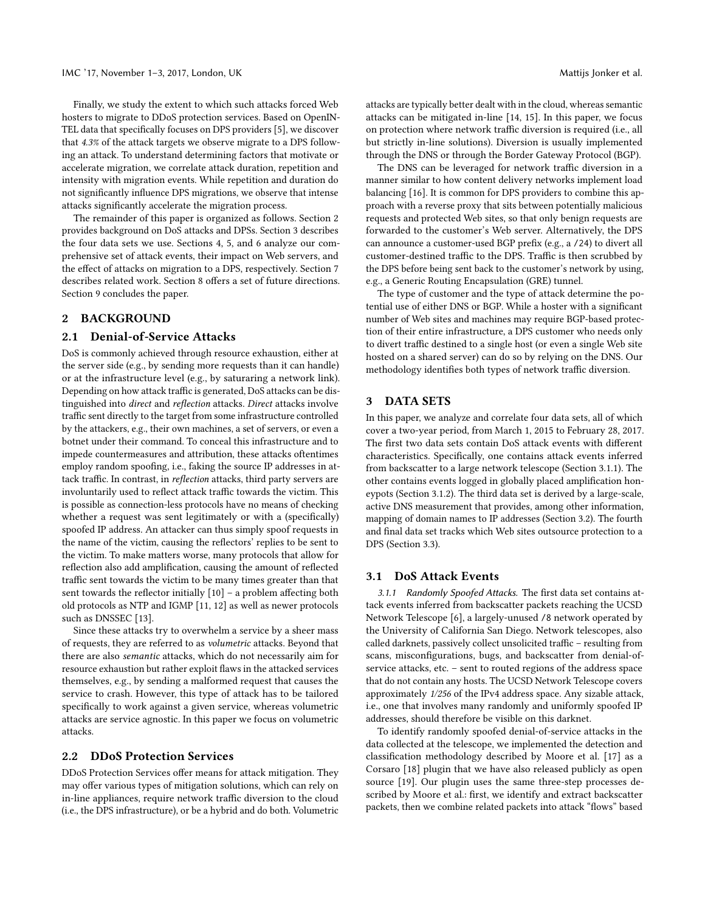Finally, we study the extent to which such attacks forced Web hosters to migrate to DDoS protection services. Based on OpenINTEL data that specifically focuses on DPS providers [5], we discover that *4.3%* of the attack targets we observe migrate to a DPS following an attack. To understand determining factors that motivate or accelerate migration, we correlate attack duration, repetition and intensity with migration events. While repetition and duration do not significantly influence DPS migrations, we observe that intense attacks significantly accelerate the migration process.

The remainder of this paper is organized as follows. Section 2 provides background on DoS attacks and DPSs. Section 3 describes the four data sets we use. Sections 4, 5, and 6 analyze our comprehensive set of attack events, their impact on Web servers, and the effect of attacks on migration to a DPS, respectively. Section 7 describes related work. Section 8 offers a set of future directions. Section 9 concludes the paper.

## 2 BACKGROUND

### 2.1 Denial-of-Service Attacks

DoS is commonly achieved through resource exhaustion, either at the server side (e.g., by sending more requests than it can handle) or at the infrastructure level (e.g., by saturaring a network link). Depending on how attack traffic is generated, DoS attacks can be distinguished into *direct* and *reflection* attacks. *Direct* attacks involve traffic sent directly to the target from some infrastructure controlled by the attackers, e.g., their own machines, a set of servers, or even a botnet under their command. To conceal this infrastructure and to impede countermeasures and attribution, these attacks oftentimes employ random spoofing, i.e., faking the source IP addresses in attack traffic. In contrast, in *reflection* attacks, third party servers are involuntarily used to reflect attack traffic towards the victim. This is possible as connection-less protocols have no means of checking whether a request was sent legitimately or with a (specifically) spoofed IP address. An attacker can thus simply spoof requests in the name of the victim, causing the reflectors' replies to be sent to the victim. To make matters worse, many protocols that allow for reflection also add amplification, causing the amount of reflected traffic sent towards the victim to be many times greater than that sent towards the reflector initially [10] – a problem affecting both old protocols as NTP and IGMP [11, 12] as well as newer protocols such as DNSSEC [13].

Since these attacks try to overwhelm a service by a sheer mass of requests, they are referred to as *volumetric* attacks. Beyond that there are also *semantic* attacks, which do not necessarily aim for resource exhaustion but rather exploit flaws in the attacked services themselves, e.g., by sending a malformed request that causes the service to crash. However, this type of attack has to be tailored specifically to work against a given service, whereas volumetric attacks are service agnostic. In this paper we focus on volumetric attacks.

### 2.2 DDoS Protection Services

DDoS Protection Services offer means for attack mitigation. They may offer various types of mitigation solutions, which can rely on in-line appliances, require network traffic diversion to the cloud (i.e., the DPS infrastructure), or be a hybrid and do both. Volumetric attacks are typically better dealt with in the cloud, whereas semantic attacks can be mitigated in-line [14, 15]. In this paper, we focus on protection where network traffic diversion is required (i.e., all but strictly in-line solutions). Diversion is usually implemented through the DNS or through the Border Gateway Protocol (BGP).

The DNS can be leveraged for network traffic diversion in a manner similar to how content delivery networks implement load balancing [16]. It is common for DPS providers to combine this approach with a reverse proxy that sits between potentially malicious requests and protected Web sites, so that only benign requests are forwarded to the customer's Web server. Alternatively, the DPS can announce a customer-used BGP prefix (e.g., a /24) to divert all customer-destined traffic to the DPS. Traffic is then scrubbed by the DPS before being sent back to the customer's network by using, e.g., a Generic Routing Encapsulation (GRE) tunnel.

The type of customer and the type of attack determine the potential use of either DNS or BGP. While a hoster with a significant number of Web sites and machines may require BGP-based protection of their entire infrastructure, a DPS customer who needs only to divert traffic destined to a single host (or even a single Web site hosted on a shared server) can do so by relying on the DNS. Our methodology identifies both types of network traffic diversion.

## 3 DATA SETS

In this paper, we analyze and correlate four data sets, all of which cover a two-year period, from March 1, 2015 to February 28, 2017. The first two data sets contain DoS attack events with different characteristics. Specifically, one contains attack events inferred from backscatter to a large network telescope (Section 3.1.1). The other contains events logged in globally placed amplification honeypots (Section 3.1.2). The third data set is derived by a large-scale, active DNS measurement that provides, among other information, mapping of domain names to IP addresses (Section 3.2). The fourth and final data set tracks which Web sites outsource protection to a DPS (Section 3.3).

### 3.1 DoS Attack Events

*3.1.1 Randomly Spoofed Attacks.* The first data set contains attack events inferred from backscatter packets reaching the UCSD Network Telescope [6], a largely-unused /8 network operated by the University of California San Diego. Network telescopes, also called darknets, passively collect unsolicited traffic – resulting from scans, misconfigurations, bugs, and backscatter from denial-of-service attacks, etc. – sent to routed regions of the address space that do not contain any hosts. The UCSD Network Telescope covers approximately *1/256* of the IPv4 address space. Any sizable attack, i.e., one that involves many randomly and uniformly spoofed IP addresses, should therefore be visible on this darknet.

To identify randomly spoofed denial-of-service attacks in the data collected at the telescope, we implemented the detection and classification methodology described by Moore et al. [17] as a Corsaro [18] plugin that we have also released publicly as open source [19]. Our plugin uses the same three-step processes described by Moore et al.: first, we identify and extract backscatter packets, then we combine related packets into attack "flows" based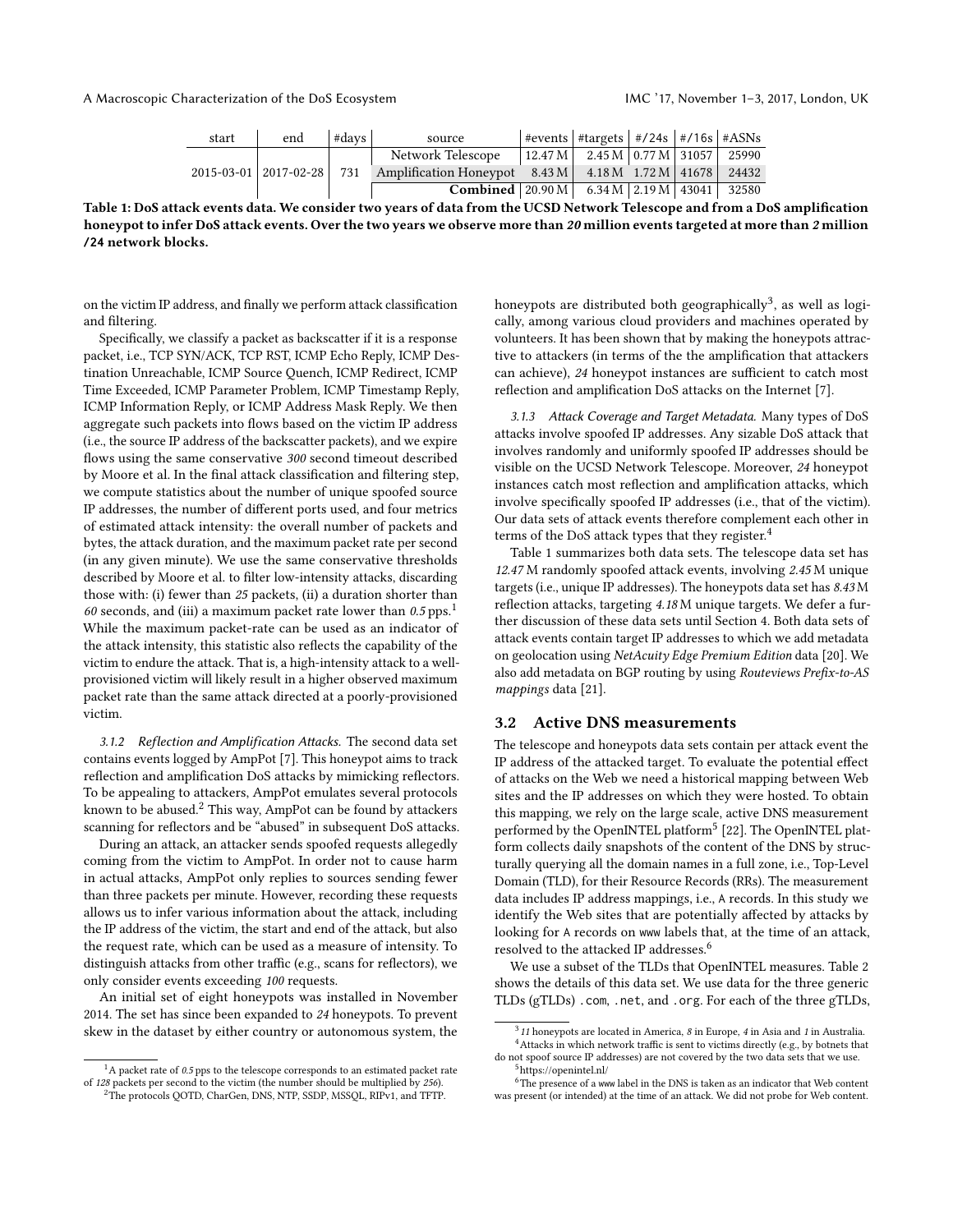| start | end | #days | source | #events | #targets | #/24s | #/16s | #ASNs |
|---|---|---|---|---|---|---|---|---|
| 2015-03-01 | 2017-02-28 | 731 | Network Telescope | 12.47 M | 2.45 M | 0.77 M | 31057 | 25990 |
| | | | Amplification Honeypot | 8.43 M | 4.18 M | 1.72 M | 41678 | 24432 |
| | | | **Combined** | 20.90 M | 6.34 M | 2.19 M | 43041 | 32580 |

**Table 1: DoS attack events data. We consider two years of data from the UCSD Network Telescope and from a DoS amplification honeypot to infer DoS attack events. Over the two years we observe more than *20* million events targeted at more than *2* million /24 network blocks.**

on the victim IP address, and finally we perform attack classification and filtering.

Specifically, we classify a packet as backscatter if it is a response packet, i.e., TCP SYN/ACK, TCP RST, ICMP Echo Reply, ICMP Destination Unreachable, ICMP Source Quench, ICMP Redirect, ICMP Time Exceeded, ICMP Parameter Problem, ICMP Timestamp Reply, ICMP Information Reply, or ICMP Address Mask Reply. We then aggregate such packets into flows based on the victim IP address (i.e., the source IP address of the backscatter packets), and we expire flows using the same conservative *300* second timeout described by Moore et al. In the final attack classification and filtering step, we compute statistics about the number of unique spoofed source IP addresses, the number of different ports used, and four metrics of estimated attack intensity: the overall number of packets and bytes, the attack duration, and the maximum packet rate per second (in any given minute). We use the same conservative thresholds described by Moore et al. to filter low-intensity attacks, discarding those with: (i) fewer than *25* packets, (ii) a duration shorter than *60* seconds, and (iii) a maximum packet rate lower than *0.5* pps.[1] While the maximum packet-rate can be used as an indicator of the attack intensity, this statistic also reflects the capability of the victim to endure the attack. That is, a high-intensity attack to a well-provisioned victim will likely result in a higher observed maximum packet rate than the same attack directed at a poorly-provisioned victim.

*3.1.2 Reflection and Amplification Attacks.* The second data set contains events logged by AmpPot [7]. This honeypot aims to track reflection and amplification DoS attacks by mimicking reflectors. To be appealing to attackers, AmpPot emulates several protocols known to be abused.[2] This way, AmpPot can be found by attackers scanning for reflectors and be "abused" in subsequent DoS attacks.

During an attack, an attacker sends spoofed requests allegedly coming from the victim to AmpPot. In order not to cause harm in actual attacks, AmpPot only replies to sources sending fewer than three packets per minute. However, recording these requests allows us to infer various information about the attack, including the IP address of the victim, the start and end of the attack, but also the request rate, which can be used as a measure of intensity. To distinguish attacks from other traffic (e.g., scans for reflectors), we only consider events exceeding *100* requests.

An initial set of eight honeypots was installed in November 2014. The set has since been expanded to *24* honeypots. To prevent skew in the dataset by either country or autonomous system, the honeypots are distributed both geographically[3], as well as logically, among various cloud providers and machines operated by volunteers. It has been shown that by making the honeypots attractive to attackers (in terms of the the amplification that attackers can achieve), *24* honeypot instances are sufficient to catch most reflection and amplification DoS attacks on the Internet [7].

*3.1.3 Attack Coverage and Target Metadata.* Many types of DoS attacks involve spoofed IP addresses. Any sizable DoS attack that involves randomly and uniformly spoofed IP addresses should be visible on the UCSD Network Telescope. Moreover, *24* honeypot instances catch most reflection and amplification attacks, which involve specifically spoofed IP addresses (i.e., that of the victim). Our data sets of attack events therefore complement each other in terms of the DoS attack types that they register.[4]

Table 1 summarizes both data sets. The telescope data set has *12.47* M randomly spoofed attack events, involving *2.45* M unique targets (i.e., unique IP addresses). The honeypots data set has *8.43* M reflection attacks, targeting *4.18* M unique targets. We defer a further discussion of these data sets until Section 4. Both data sets of attack events contain target IP addresses to which we add metadata on geolocation using *NetAcuity Edge Premium Edition* data [20]. We also add metadata on BGP routing by using *Routeviews Prefix-to-AS mappings* data [21].

## 3.2 Active DNS measurements

The telescope and honeypots data sets contain per attack event the IP address of the attacked target. To evaluate the potential effect of attacks on the Web we need a historical mapping between Web sites and the IP addresses on which they were hosted. To obtain this mapping, we rely on the large scale, active DNS measurement performed by the OpenINTEL platform[5] [22]. The OpenINTEL platform collects daily snapshots of the content of the DNS by structurally querying all the domain names in a full zone, i.e., Top-Level Domain (TLD), for their Resource Records (RRs). The measurement data includes IP address mappings, i.e., `A` records. In this study we identify the Web sites that are potentially affected by attacks by looking for `A` records on `www` labels that, at the time of an attack, resolved to the attacked IP addresses.[6]

We use a subset of the TLDs that OpenINTEL measures. Table 2 shows the details of this data set. We use data for the three generic TLDs (gTLDs) `.com`, `.net`, and `.org`. For each of the three gTLDs,

[1] A packet rate of *0.5* pps to the telescope corresponds to an estimated packet rate of *128* packets per second to the victim (the number should be multiplied by *256*).

[2] The protocols QOTD, CharGen, DNS, NTP, SSDP, MSSQL, RIPv1, and TFTP.

[3] *11* honeypots are located in America, *8* in Europe, *4* in Asia and *1* in Australia.

[4] Attacks in which network traffic is sent to victims directly (e.g., by botnets that do not spoof source IP addresses) are not covered by the two data sets that we use.

[5] https://openintel.nl/

[6] The presence of a `www` label in the DNS is taken as an indicator that Web content was present (or intended) at the time of an attack. We did not probe for Web content.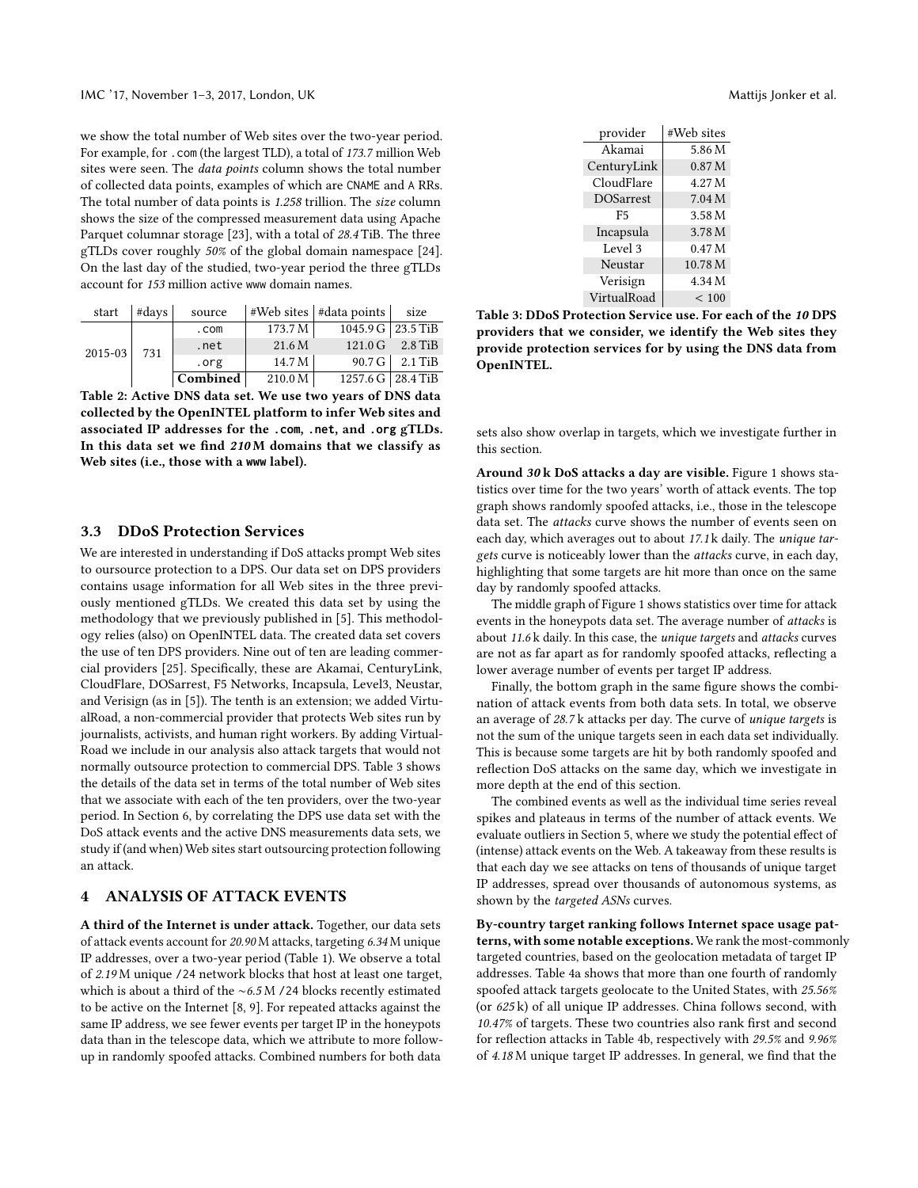we show the total number of Web sites over the two-year period. For example, for .com (the largest TLD), a total of *173.7* million Web sites were seen. The *data points* column shows the total number of collected data points, examples of which are CNAME and A RRs. The total number of data points is *1.258* trillion. The *size* column shows the size of the compressed measurement data using Apache Parquet columnar storage [23], with a total of *28.4* TiB. The three gTLDs cover roughly *50%* of the global domain namespace [24]. On the last day of the studied, two-year period the three gTLDs account for *153* million active www domain names.

| start | #days | source | #Web sites | #data points | size |
|---|---|---|---|---|---|
| 2015-03 | 731 | .com | 173.7 M | 1045.9 G | 23.5 TiB |
| | | .net | 21.6 M | 121.0 G | 2.8 TiB |
| | | .org | 14.7 M | 90.7 G | 2.1 TiB |
| | | **Combined** | 210.0 M | 1257.6 G | 28.4 TiB |

**Table 2: Active DNS data set. We use two years of DNS data collected by the OpenINTEL platform to infer Web sites and associated IP addresses for the .com, .net, and .org gTLDs. In this data set we find *210* M domains that we classify as Web sites (i.e., those with a www label).**

### 3.3 DDoS Protection Services

We are interested in understanding if DoS attacks prompt Web sites to oursource protection to a DPS. Our data set on DPS providers contains usage information for all Web sites in the three previously mentioned gTLDs. We created this data set by using the methodology that we previously published in [5]. This methodology relies (also) on OpenINTEL data. The created data set covers the use of ten DPS providers. Nine out of ten are leading commercial providers [25]. Specifically, these are Akamai, CenturyLink, CloudFlare, DOSarrest, F5 Networks, Incapsula, Level3, Neustar, and Verisign (as in [5]). The tenth is an extension; we added VirtualRoad, a non-commercial provider that protects Web sites run by journalists, activists, and human right workers. By adding VirtualRoad we include in our analysis also attack targets that would not normally outsource protection to commercial DPS. Table 3 shows the details of the data set in terms of the total number of Web sites that we associate with each of the ten providers, over the two-year period. In Section 6, by correlating the DPS use data set with the DoS attack events and the active DNS measurements data sets, we study if (and when) Web sites start outsourcing protection following an attack.

| provider | #Web sites |
|---|---|
| Akamai | 5.86 M |
| CenturyLink | 0.87 M |
| CloudFlare | 4.27 M |
| DOSarrest | 7.04 M |
| F5 | 3.58 M |
| Incapsula | 3.78 M |
| Level 3 | 0.47 M |
| Neustar | 10.78 M |
| Verisign | 4.34 M |
| VirtualRoad | < 100 |

**Table 3: DDoS Protection Service use. For each of the *10* DPS providers that we consider, we identify the Web sites they provide protection services for by using the DNS data from OpenINTEL.**

## 4 ANALYSIS OF ATTACK EVENTS

**A third of the Internet is under attack.** Together, our data sets of attack events account for *20.90* M attacks, targeting *6.34* M unique IP addresses, over a two-year period (Table 1). We observe a total of *2.19* M unique /24 network blocks that host at least one target, which is about a third of the ∼*6.5* M /24 blocks recently estimated to be active on the Internet [8, 9]. For repeated attacks against the same IP address, we see fewer events per target IP in the honeypots data than in the telescope data, which we attribute to more follow-up in randomly spoofed attacks. Combined numbers for both data sets also show overlap in targets, which we investigate further in this section.

**Around *30* k DoS attacks a day are visible.** Figure 1 shows statistics over time for the two years' worth of attack events. The top graph shows randomly spoofed attacks, i.e., those in the telescope data set. The *attacks* curve shows the number of events seen on each day, which averages out to about *17.1* k daily. The *unique targets* curve is noticeably lower than the *attacks* curve, in each day, highlighting that some targets are hit more than once on the same day by randomly spoofed attacks.

The middle graph of Figure 1 shows statistics over time for attack events in the honeypots data set. The average number of *attacks* is about *11.6* k daily. In this case, the *unique targets* and *attacks* curves are not as far apart as for randomly spoofed attacks, reflecting a lower average number of events per target IP address.

Finally, the bottom graph in the same figure shows the combination of attack events from both data sets. In total, we observe an average of *28.7* k attacks per day. The curve of *unique targets* is not the sum of the unique targets seen in each data set individually. This is because some targets are hit by both randomly spoofed and reflection DoS attacks on the same day, which we investigate in more depth at the end of this section.

The combined events as well as the individual time series reveal spikes and plateaus in terms of the number of attack events. We evaluate outliers in Section 5, where we study the potential effect of (intense) attack events on the Web. A takeaway from these results is that each day we see attacks on tens of thousands of unique target IP addresses, spread over thousands of autonomous systems, as shown by the *targeted ASNs* curves.

**By-country target ranking follows Internet space usage patterns, with some notable exceptions.** We rank the most-commonly targeted countries, based on the geolocation metadata of target IP addresses. Table 4a shows that more than one fourth of randomly spoofed attack targets geolocate to the United States, with *25.56%* (or *625* k) of all unique IP addresses. China follows second, with *10.47%* of targets. These two countries also rank first and second for reflection attacks in Table 4b, respectively with *29.5%* and *9.96%* of *4.18* M unique target IP addresses. In general, we find that the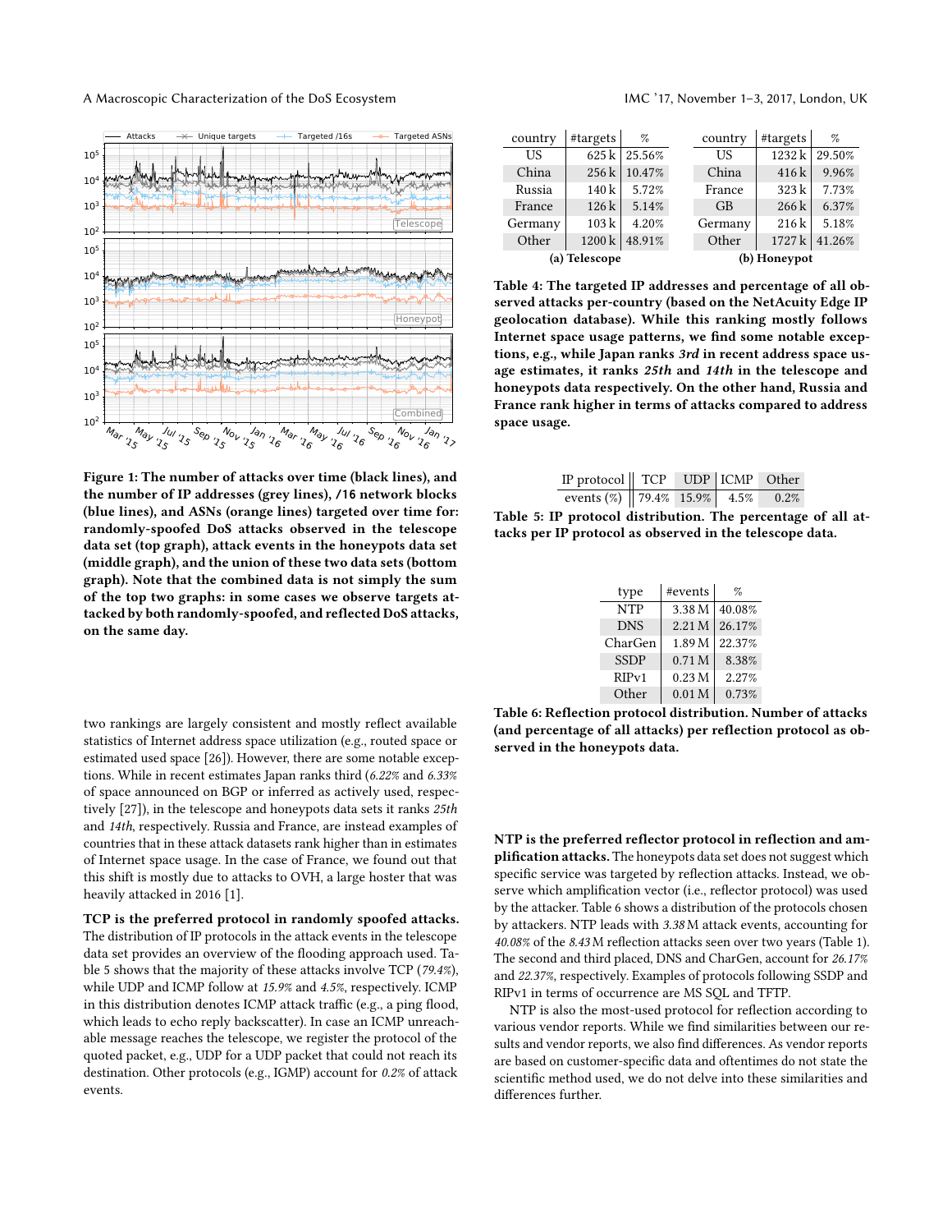Figure 1: The number of attacks over time (black lines), and the number of IP addresses (grey lines), /16 network blocks (blue lines), and ASNs (orange lines) targeted over time for: randomly-spoofed DoS attacks observed in the telescope data set (top graph), attack events in the honeypots data set (middle graph), and the union of these two data sets (bottom graph). Note that the combined data is not simply the sum of the top two graphs: in some cases we observe targets attacked by both randomly-spoofed, and reflected DoS attacks, on the same day.

two rankings are largely consistent and mostly reflect available statistics of Internet address space utilization (e.g., routed space or estimated used space [26]). However, there are some notable exceptions. While in recent estimates Japan ranks third (*6.22%* and *6.33%* of space announced on BGP or inferred as actively used, respectively [27]), in the telescope and honeypots data sets it ranks *25th* and *14th*, respectively. Russia and France, are instead examples of countries that in these attack datasets rank higher than in estimates of Internet space usage. In the case of France, we found out that this shift is mostly due to attacks to OVH, a large hoster that was heavily attacked in 2016 [1].

**TCP is the preferred protocol in randomly spoofed attacks.** The distribution of IP protocols in the attack events in the telescope data set provides an overview of the flooding approach used. Table 5 shows that the majority of these attacks involve TCP (*79.4%*), while UDP and ICMP follow at *15.9%* and *4.5%*, respectively. ICMP in this distribution denotes ICMP attack traffic (e.g., a ping flood, which leads to echo reply backscatter). In case an ICMP unreachable message reaches the telescope, we register the protocol of the quoted packet, e.g., UDP for a UDP packet that could not reach its destination. Other protocols (e.g., IGMP) account for *0.2%* of attack events.

**(a) Telescope**

| country | #targets | % |
|---|---|---|
| US | 625 k | 25.56% |
| China | 256 k | 10.47% |
| Russia | 140 k | 5.72% |
| France | 126 k | 5.14% |
| Germany | 103 k | 4.20% |
| Other | 1200 k | 48.91% |

**(b) Honeypot**

| country | #targets | % |
|---|---|---|
| US | 1232 k | 29.50% |
| China | 416 k | 9.96% |
| France | 323 k | 7.73% |
| GB | 266 k | 6.37% |
| Germany | 216 k | 5.18% |
| Other | 1727 k | 41.26% |

**Table 4: The targeted IP addresses and percentage of all observed attacks per-country (based on the NetAcuity Edge IP geolocation database). While this ranking mostly follows Internet space usage patterns, we find some notable exceptions, e.g., while Japan ranks *3rd* in recent address space usage estimates, it ranks *25th* and *14th* in the telescope and honeypots data respectively. On the other hand, Russia and France rank higher in terms of attacks compared to address space usage.**

| IP protocol | TCP | UDP | ICMP | Other |
|---|---|---|---|---|
| events (%) | 79.4% | 15.9% | 4.5% | 0.2% |

**Table 5: IP protocol distribution. The percentage of all attacks per IP protocol as observed in the telescope data.**

| type | #events | % |
|---|---|---|
| NTP | 3.38 M | 40.08% |
| DNS | 2.21 M | 26.17% |
| CharGen | 1.89 M | 22.37% |
| SSDP | 0.71 M | 8.38% |
| RIPv1 | 0.23 M | 2.27% |
| Other | 0.01 M | 0.73% |

**Table 6: Reflection protocol distribution. Number of attacks (and percentage of all attacks) per reflection protocol as observed in the honeypots data.**

**NTP is the preferred reflector protocol in reflection and amplification attacks.** The honeypots data set does not suggest which specific service was targeted by reflection attacks. Instead, we observe which amplification vector (i.e., reflector protocol) was used by the attacker. Table 6 shows a distribution of the protocols chosen by attackers. NTP leads with *3.38* M attack events, accounting for *40.08%* of the *8.43* M reflection attacks seen over two years (Table 1). The second and third placed, DNS and CharGen, account for *26.17%* and *22.37%*, respectively. Examples of protocols following SSDP and RIPv1 in terms of occurrence are MS SQL and TFTP.

NTP is also the most-used protocol for reflection according to various vendor reports. While we find similarities between our results and vendor reports, we also find differences. As vendor reports are based on customer-specific data and oftentimes do not state the scientific method used, we do not delve into these similarities and differences further.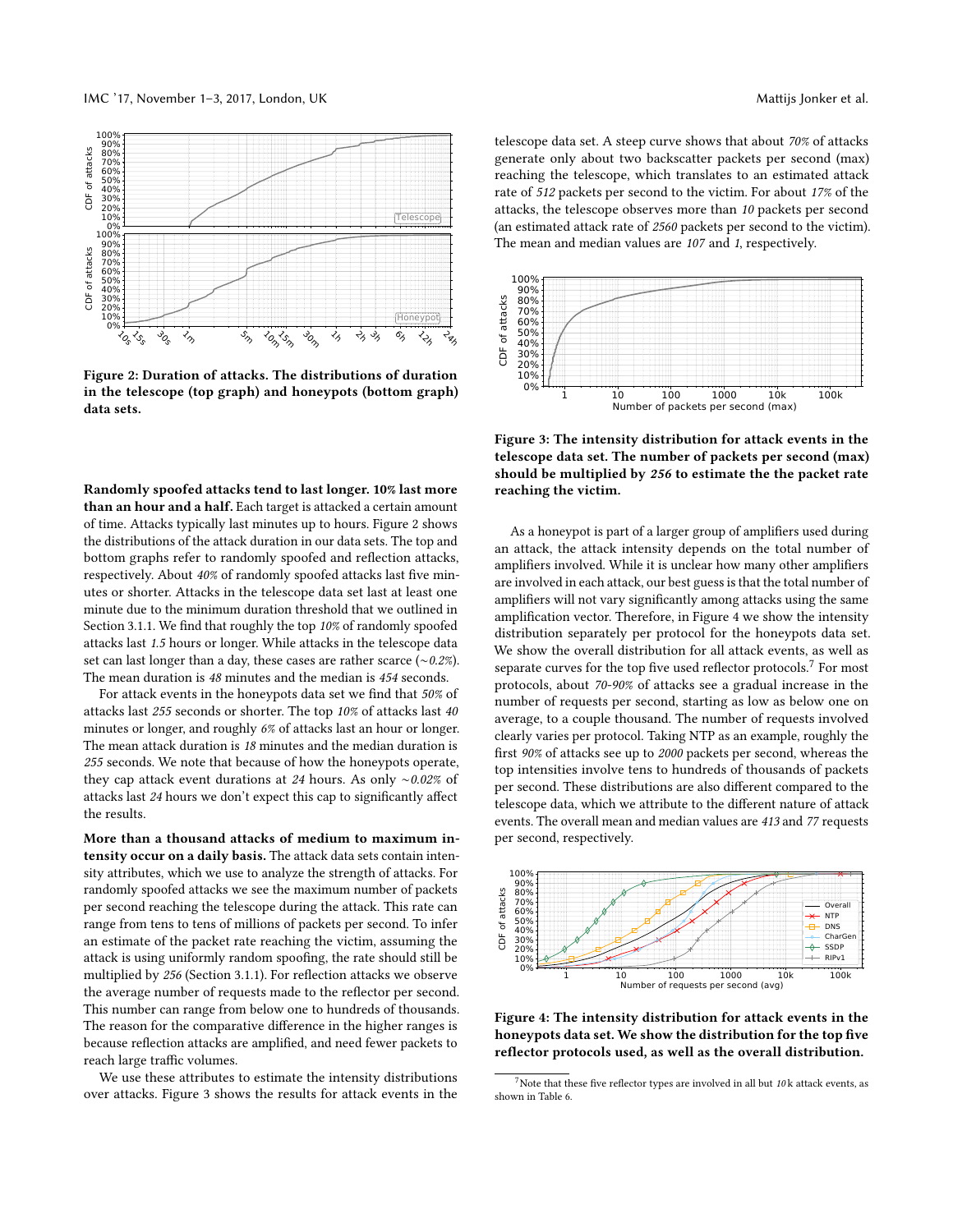Figure 2: Duration of attacks. The distributions of duration in the telescope (top graph) and honeypots (bottom graph) data sets.

**Randomly spoofed attacks tend to last longer. 10% last more than an hour and a half.** Each target is attacked a certain amount of time. Attacks typically last minutes up to hours. Figure 2 shows the distributions of the attack duration in our data sets. The top and bottom graphs refer to randomly spoofed and reflection attacks, respectively. About *40%* of randomly spoofed attacks last five minutes or shorter. Attacks in the telescope data set last at least one minute due to the minimum duration threshold that we outlined in Section 3.1.1. We find that roughly the top *10%* of randomly spoofed attacks last *1.5* hours or longer. While attacks in the telescope data set can last longer than a day, these cases are rather scarce (∼*0.2%*). The mean duration is *48* minutes and the median is *454* seconds.

For attack events in the honeypots data set we find that *50%* of attacks last *255* seconds or shorter. The top *10%* of attacks last *40* minutes or longer, and roughly *6%* of attacks last an hour or longer. The mean attack duration is *18* minutes and the median duration is *255* seconds. We note that because of how the honeypots operate, they cap attack event durations at *24* hours. As only ∼*0.02%* of attacks last *24* hours we don't expect this cap to significantly affect the results.

**More than a thousand attacks of medium to maximum intensity occur on a daily basis.** The attack data sets contain intensity attributes, which we use to analyze the strength of attacks. For randomly spoofed attacks we see the maximum number of packets per second reaching the telescope during the attack. This rate can range from tens to tens of millions of packets per second. To infer an estimate of the packet rate reaching the victim, assuming the attack is using uniformly random spoofing, the rate should still be multiplied by *256* (Section 3.1.1). For reflection attacks we observe the average number of requests made to the reflector per second. This number can range from below one to hundreds of thousands. The reason for the comparative difference in the higher ranges is because reflection attacks are amplified, and need fewer packets to reach large traffic volumes.

We use these attributes to estimate the intensity distributions over attacks. Figure 3 shows the results for attack events in the telescope data set. A steep curve shows that about *70%* of attacks generate only about two backscatter packets per second (max) reaching the telescope, which translates to an estimated attack rate of *512* packets per second to the victim. For about *17%* of the attacks, the telescope observes more than *10* packets per second (an estimated attack rate of *2560* packets per second to the victim). The mean and median values are *107* and *1*, respectively.

Figure 3: The intensity distribution for attack events in the telescope data set. The number of packets per second (max) should be multiplied by *256* to estimate the the packet rate reaching the victim.

As a honeypot is part of a larger group of amplifiers used during an attack, the attack intensity depends on the total number of amplifiers involved. While it is unclear how many other amplifiers are involved in each attack, our best guess is that the total number of amplifiers will not vary significantly among attacks using the same amplification vector. Therefore, in Figure 4 we show the intensity distribution separately per protocol for the honeypots data set. We show the overall distribution for all attack events, as well as separate curves for the top five used reflector protocols.[7] For most protocols, about *70-90%* of attacks see a gradual increase in the number of requests per second, starting as low as below one on average, to a couple thousand. The number of requests involved clearly varies per protocol. Taking NTP as an example, roughly the first *90%* of attacks see up to *2000* packets per second, whereas the top intensities involve tens to hundreds of thousands of packets per second. These distributions are also different compared to the telescope data, which we attribute to the different nature of attack events. The overall mean and median values are *413* and *77* requests per second, respectively.

Figure 4: The intensity distribution for attack events in the honeypots data set. We show the distribution for the top five reflector protocols used, as well as the overall distribution.

[7] Note that these five reflector types are involved in all but *10* k attack events, as shown in Table 6.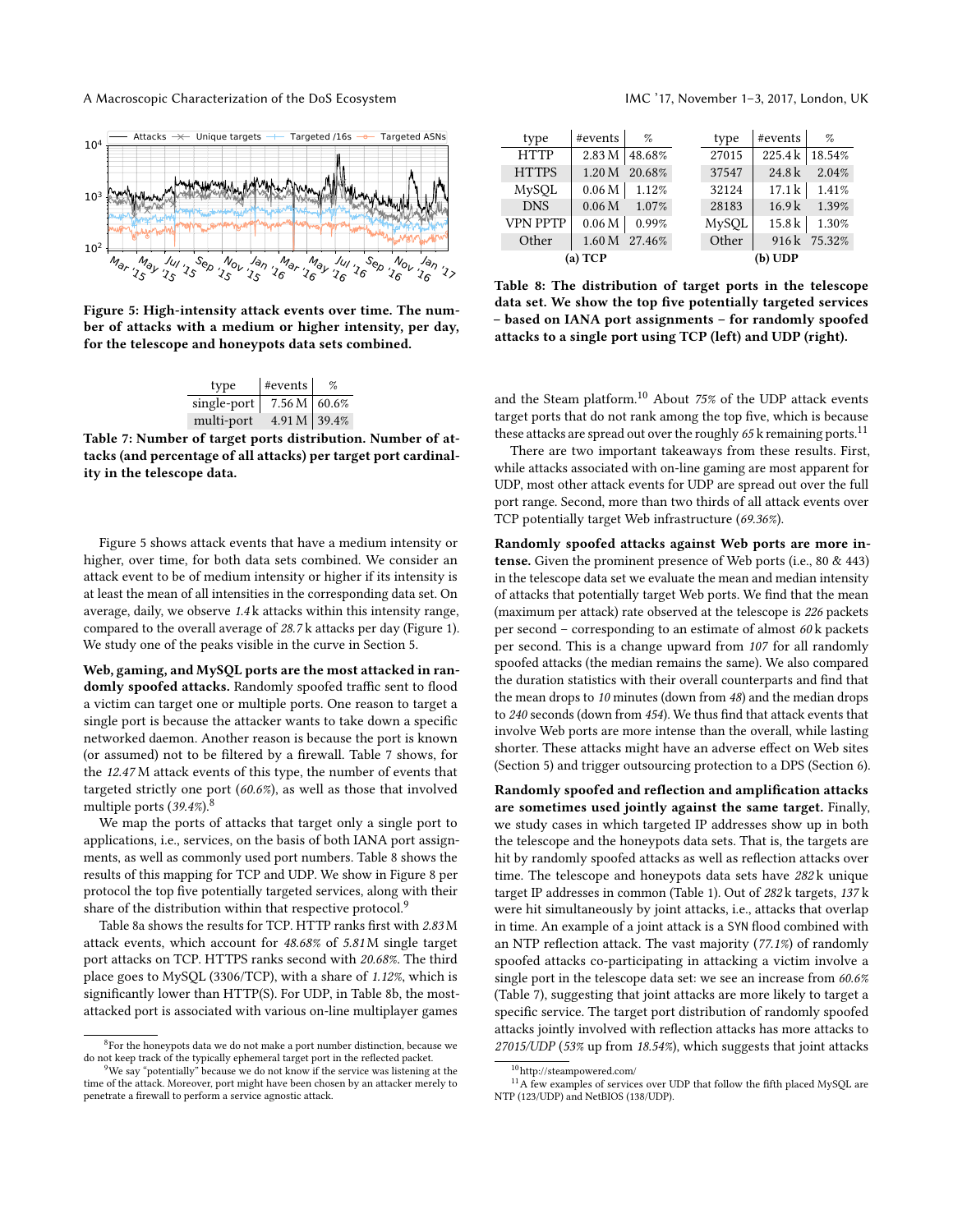Figure 5: High-intensity attack events over time. The number of attacks with a medium or higher intensity, per day, for the telescope and honeypots data sets combined.

| type | #events | % |
|---|---|---|
| single-port | 7.56 M | 60.6% |
| multi-port | 4.91 M | 39.4% |

**Table 7: Number of target ports distribution. Number of attacks (and percentage of all attacks) per target port cardinality in the telescope data.**

Figure 5 shows attack events that have a medium intensity or higher, over time, for both data sets combined. We consider an attack event to be of medium intensity or higher if its intensity is at least the mean of all intensities in the corresponding data set. On average, daily, we observe *1.4* k attacks within this intensity range, compared to the overall average of *28.7* k attacks per day (Figure 1). We study one of the peaks visible in the curve in Section 5.

**Web, gaming, and MySQL ports are the most attacked in randomly spoofed attacks.** Randomly spoofed traffic sent to flood a victim can target one or multiple ports. One reason to target a single port is because the attacker wants to take down a specific networked daemon. Another reason is because the port is known (or assumed) not to be filtered by a firewall. Table 7 shows, for the *12.47* M attack events of this type, the number of events that targeted strictly one port (*60.6%*), as well as those that involved multiple ports (*39.4%*).[8]

We map the ports of attacks that target only a single port to applications, i.e., services, on the basis of both IANA port assignments, as well as commonly used port numbers. Table 8 shows the results of this mapping for TCP and UDP. We show in Figure 8 per protocol the top five potentially targeted services, along with their share of the distribution within that respective protocol.[9]

Table 8a shows the results for TCP. HTTP ranks first with *2.83* M attack events, which account for *48.68%* of *5.81* M single target port attacks on TCP. HTTPS ranks second with *20.68%*. The third place goes to MySQL (3306/TCP), with a share of *1.12%*, which is significantly lower than HTTP(S). For UDP, in Table 8b, the most-attacked port is associated with various on-line multiplayer games

[8]For the honeypots data we do not make a port number distinction, because we do not keep track of the typically ephemeral target port in the reflected packet.

[9]We say "potentially" because we do not know if the service was listening at the time of the attack. Moreover, port might have been chosen by an attacker merely to penetrate a firewall to perform a service agnostic attack.

(a) TCP

| type | #events | % |
|---|---|---|
| HTTP | 2.83 M | 48.68% |
| HTTPS | 1.20 M | 20.68% |
| MySQL | 0.06 M | 1.12% |
| DNS | 0.06 M | 1.07% |
| VPN PPTP | 0.06 M | 0.99% |
| Other | 1.60 M | 27.46% |

(b) UDP

| type | #events | % |
|---|---|---|
| 27015 | 225.4 k | 18.54% |
| 37547 | 24.8 k | 2.04% |
| 32124 | 17.1 k | 1.41% |
| 28183 | 16.9 k | 1.39% |
| MySQL | 15.8 k | 1.30% |
| Other | 916 k | 75.32% |

**Table 8: The distribution of target ports in the telescope data set. We show the top five potentially targeted services – based on IANA port assignments – for randomly spoofed attacks to a single port using TCP (left) and UDP (right).**

and the Steam platform.[10] About *75%* of the UDP attack events target ports that do not rank among the top five, which is because these attacks are spread out over the roughly *65* k remaining ports.[11]

There are two important takeaways from these results. First, while attacks associated with on-line gaming are most apparent for UDP, most other attack events for UDP are spread out over the full port range. Second, more than two thirds of all attack events over TCP potentially target Web infrastructure (*69.36%*).

**Randomly spoofed attacks against Web ports are more intense.** Given the prominent presence of Web ports (i.e., 80 & 443) in the telescope data set we evaluate the mean and median intensity of attacks that potentially target Web ports. We find that the mean (maximum per attack) rate observed at the telescope is *226* packets per second – corresponding to an estimate of almost *60* k packets per second. This is a change upward from *107* for all randomly spoofed attacks (the median remains the same). We also compared the duration statistics with their overall counterparts and find that the mean drops to *10* minutes (down from *48*) and the median drops to *240* seconds (down from *454*). We thus find that attack events that involve Web ports are more intense than the overall, while lasting shorter. These attacks might have an adverse effect on Web sites (Section 5) and trigger outsourcing protection to a DPS (Section 6).

**Randomly spoofed and reflection and amplification attacks are sometimes used jointly against the same target.** Finally, we study cases in which targeted IP addresses show up in both the telescope and the honeypots data sets. That is, the targets are hit by randomly spoofed attacks as well as reflection attacks over time. The telescope and honeypots data sets have *282* k unique target IP addresses in common (Table 1). Out of *282* k targets, *137* k were hit simultaneously by joint attacks, i.e., attacks that overlap in time. An example of a joint attack is a SYN flood combined with an NTP reflection attack. The vast majority (*77.1%*) of randomly spoofed attacks co-participating in attacking a victim involve a single port in the telescope data set: we see an increase from *60.6%* (Table 7), suggesting that joint attacks are more likely to target a specific service. The target port distribution of randomly spoofed attacks jointly involved with reflection attacks has more attacks to *27015/UDP* (*53%* up from *18.54%*), which suggests that joint attacks

[10]http://steampowered.com/

[11]A few examples of services over UDP that follow the fifth placed MySQL are NTP (123/UDP) and NetBIOS (138/UDP).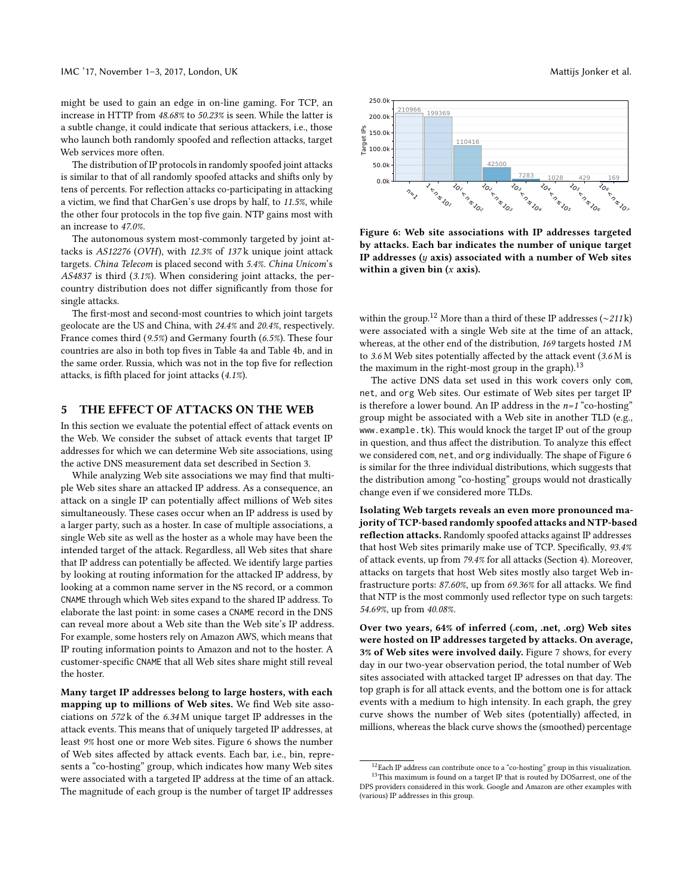might be used to gain an edge in on-line gaming. For TCP, an increase in HTTP from *48.68%* to *50.23%* is seen. While the latter is a subtle change, it could indicate that serious attackers, i.e., those who launch both randomly spoofed and reflection attacks, target Web services more often.

The distribution of IP protocols in randomly spoofed joint attacks is similar to that of all randomly spoofed attacks and shifts only by tens of percents. For reflection attacks co-participating in attacking a victim, we find that CharGen's use drops by half, to *11.5%*, while the other four protocols in the top five gain. NTP gains most with an increase to *47.0%*.

The autonomous system most-commonly targeted by joint attacks is *AS12276* (*OVH*), with *12.3%* of *137* k unique joint attack targets. *China Telecom* is placed second with *5.4%*. *China Unicom*'s *AS4837* is third (*3.1%*). When considering joint attacks, the per-country distribution does not differ significantly from those for single attacks.

The first-most and second-most countries to which joint targets geolocate are the US and China, with *24.4%* and *20.4%*, respectively. France comes third (*9.5%*) and Germany fourth (*6.5%*). These four countries are also in both top fives in Table 4a and Table 4b, and in the same order. Russia, which was not in the top five for reflection attacks, is fifth placed for joint attacks (*4.1%*).

## 5 THE EFFECT OF ATTACKS ON THE WEB

In this section we evaluate the potential effect of attack events on the Web. We consider the subset of attack events that target IP addresses for which we can determine Web site associations, using the active DNS measurement data set described in Section 3.

While analyzing Web site associations we may find that multiple Web sites share an attacked IP address. As a consequence, an attack on a single IP can potentially affect millions of Web sites simultaneously. These cases occur when an IP address is used by a larger party, such as a hoster. In case of multiple associations, a single Web site as well as the hoster as a whole may have been the intended target of the attack. Regardless, all Web sites that share that IP address can potentially be affected. We identify large parties by looking at routing information for the attacked IP address, by looking at a common name server in the NS record, or a common CNAME through which Web sites expand to the shared IP address. To elaborate the last point: in some cases a CNAME record in the DNS can reveal more about a Web site than the Web site's IP address. For example, some hosters rely on Amazon AWS, which means that IP routing information points to Amazon and not to the hoster. A customer-specific CNAME that all Web sites share might still reveal the hoster.

**Many target IP addresses belong to large hosters, with each mapping up to millions of Web sites.** We find Web site associations on *572* k of the *6.34* M unique target IP addresses in the attack events. This means that of uniquely targeted IP addresses, at least *9%* host one or more Web sites. Figure 6 shows the number of Web sites affected by attack events. Each bar, i.e., bin, represents a "co-hosting" group, which indicates how many Web sites were associated with a targeted IP address at the time of an attack. The magnitude of each group is the number of target IP addresses

**Figure 6: Web site associations with IP addresses targeted by attacks. Each bar indicates the number of unique target IP addresses ($y$ axis) associated with a number of Web sites within a given bin ($x$ axis).**

within the group.[12] More than a third of these IP addresses (∼*211* k) were associated with a single Web site at the time of an attack, whereas, at the other end of the distribution, *169* targets hosted *1* M to *3.6* M Web sites potentially affected by the attack event (*3.6* M is the maximum in the right-most group in the graph).[13]

The active DNS data set used in this work covers only com, net, and org Web sites. Our estimate of Web sites per target IP is therefore a lower bound. An IP address in the $n=1$ "co-hosting" group might be associated with a Web site in another TLD (e.g., www.example.tk). This would knock the target IP out of the group in question, and thus affect the distribution. To analyze this effect we considered com, net, and org individually. The shape of Figure 6 is similar for the three individual distributions, which suggests that the distribution among "co-hosting" groups would not drastically change even if we considered more TLDs.

**Isolating Web targets reveals an even more pronounced majority of TCP-based randomly spoofed attacks and NTP-based reflection attacks.** Randomly spoofed attacks against IP addresses that host Web sites primarily make use of TCP. Specifically, *93.4%* of attack events, up from *79.4%* for all attacks (Section 4). Moreover, attacks on targets that host Web sites mostly also target Web infrastructure ports: *87.60%*, up from *69.36%* for all attacks. We find that NTP is the most commonly used reflector type on such targets: *54.69%*, up from *40.08%*.

**Over two years, 64% of inferred (.com, .net, .org) Web sites were hosted on IP addresses targeted by attacks. On average, 3% of Web sites were involved daily.** Figure 7 shows, for every day in our two-year observation period, the total number of Web sites associated with attacked target IP adresses on that day. The top graph is for all attack events, and the bottom one is for attack events with a medium to high intensity. In each graph, the grey curve shows the number of Web sites (potentially) affected, in millions, whereas the black curve shows the (smoothed) percentage

[12] Each IP address can contribute once to a "co-hosting" group in this visualization.

[13] This maximum is found on a target IP that is routed by DOSarrest, one of the DPS providers considered in this work. Google and Amazon are other examples with (various) IP addresses in this group.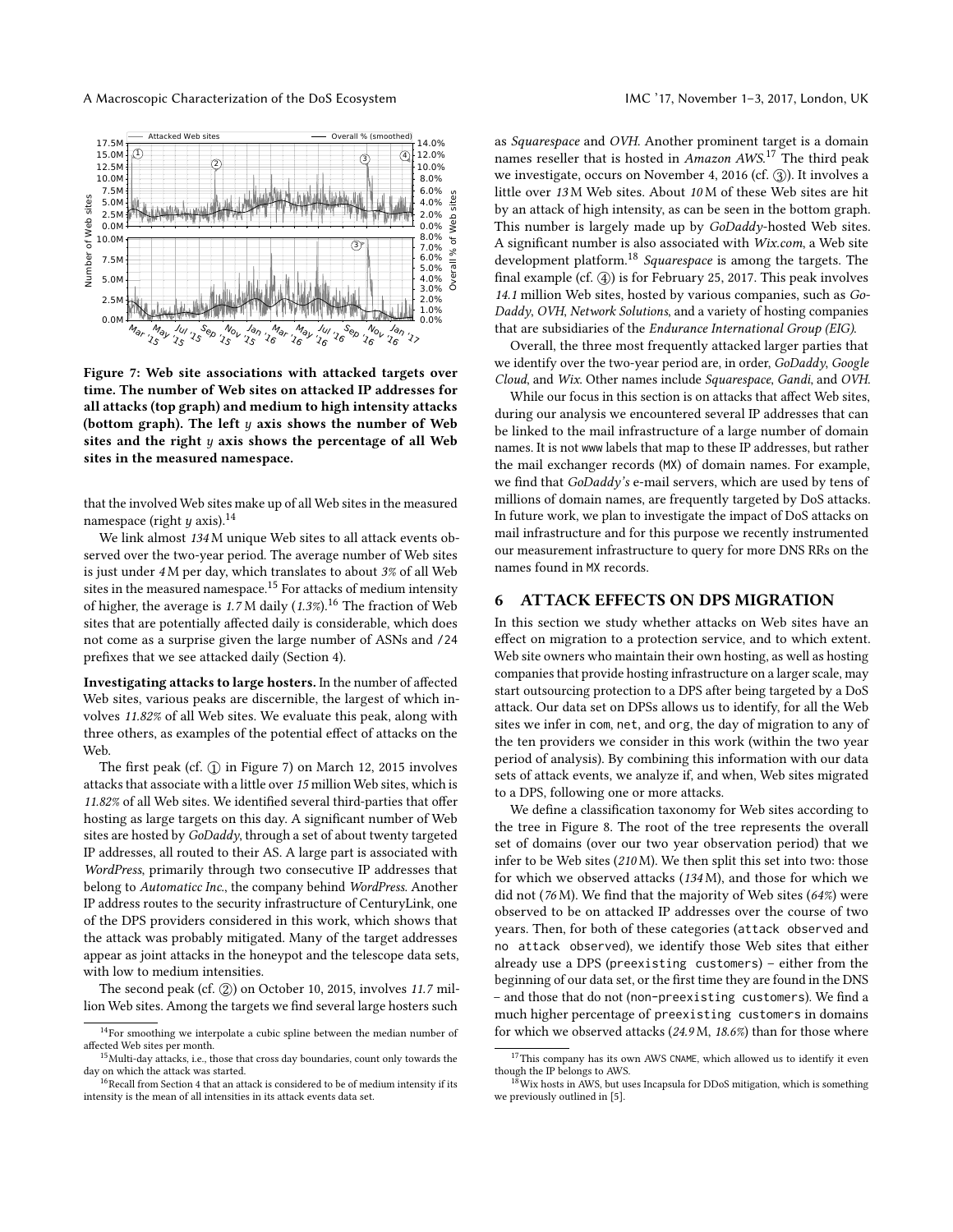Attacked Web sites
Overall % (smoothed)
17.5M
15.0M
12.5M
10.0M
7.5M
5.0M
2.5M
0.0M
10.0M
7.5M
5.0M
2.5M
0.0M
Number of Web sites
14.0%
12.0%
10.0%
8.0%
6.0%
4.0%
2.0%
0.0%
8.0%
7.0%
6.0%
5.0%
4.0%
3.0%
2.0%
1.0%
0.0%
Overall % of Web sites
①
②
③
④
③
Mar '15
May '15
Jul '15
Sep '15
Nov '15
Jan '16
Mar '16
May '16
Jul '16
Sep '16
Nov '16
Jan '17

**Figure 7: Web site associations with attacked targets over time. The number of Web sites on attacked IP addresses for all attacks (top graph) and medium to high intensity attacks (bottom graph). The left $y$ axis shows the number of Web sites and the right $y$ axis shows the percentage of all Web sites in the measured namespace.**

that the involved Web sites make up of all Web sites in the measured namespace (right $y$ axis).[14]

We link almost *134* M unique Web sites to all attack events observed over the two-year period. The average number of Web sites is just under *4* M per day, which translates to about *3%* of all Web sites in the measured namespace.[15] For attacks of medium intensity of higher, the average is *1.7* M daily (*1.3%*).[16] The fraction of Web sites that are potentially affected daily is considerable, which does not come as a surprise given the large number of ASNs and /24 prefixes that we see attacked daily (Section 4).

**Investigating attacks to large hosters.** In the number of affected Web sites, various peaks are discernible, the largest of which involves *11.82%* of all Web sites. We evaluate this peak, along with three others, as examples of the potential effect of attacks on the Web.

The first peak (cf. ① in Figure 7) on March 12, 2015 involves attacks that associate with a little over *15* million Web sites, which is *11.82%* of all Web sites. We identified several third-parties that offer hosting as large targets on this day. A significant number of Web sites are hosted by *GoDaddy*, through a set of about twenty targeted IP addresses, all routed to their AS. A large part is associated with *WordPress*, primarily through two consecutive IP addresses that belong to *Automaticc Inc.*, the company behind *WordPress*. Another IP address routes to the security infrastructure of CenturyLink, one of the DPS providers considered in this work, which shows that the attack was probably mitigated. Many of the target addresses appear as joint attacks in the honeypot and the telescope data sets, with low to medium intensities.

The second peak (cf. ②) on October 10, 2015, involves *11.7* million Web sites. Among the targets we find several large hosters such as *Squarespace* and *OVH*. Another prominent target is a domain names reseller that is hosted in *Amazon AWS*.[17] The third peak we investigate, occurs on November 4, 2016 (cf. ③). It involves a little over *13* M Web sites. About *10* M of these Web sites are hit by an attack of high intensity, as can be seen in the bottom graph. This number is largely made up by *GoDaddy*-hosted Web sites. A significant number is also associated with *Wix.com*, a Web site development platform.[18] *Squarespace* is among the targets. The final example (cf. ④) is for February 25, 2017. This peak involves *14.1* million Web sites, hosted by various companies, such as *GoDaddy*, *OVH*, *Network Solutions*, and a variety of hosting companies that are subsidiaries of the *Endurance International Group (EIG)*.

Overall, the three most frequently attacked larger parties that we identify over the two-year period are, in order, *GoDaddy*, *Google Cloud*, and *Wix*. Other names include *Squarespace*, *Gandi*, and *OVH*.

While our focus in this section is on attacks that affect Web sites, during our analysis we encountered several IP addresses that can be linked to the mail infrastructure of a large number of domain names. It is not www labels that map to these IP addresses, but rather the mail exchanger records (MX) of domain names. For example, we find that *GoDaddy's* e-mail servers, which are used by tens of millions of domain names, are frequently targeted by DoS attacks. In future work, we plan to investigate the impact of DoS attacks on mail infrastructure and for this purpose we recently instrumented our measurement infrastructure to query for more DNS RRs on the names found in MX records.

## 6 ATTACK EFFECTS ON DPS MIGRATION

In this section we study whether attacks on Web sites have an effect on migration to a protection service, and to which extent. Web site owners who maintain their own hosting, as well as hosting companies that provide hosting infrastructure on a larger scale, may start outsourcing protection to a DPS after being targeted by a DoS attack. Our data set on DPSs allows us to identify, for all the Web sites we infer in com, net, and org, the day of migration to any of the ten providers we consider in this work (within the two year period of analysis). By combining this information with our data sets of attack events, we analyze if, and when, Web sites migrated to a DPS, following one or more attacks.

We define a classification taxonomy for Web sites according to the tree in Figure 8. The root of the tree represents the overall set of domains (over our two year observation period) that we infer to be Web sites (*210* M). We then split this set into two: those for which we observed attacks (*134* M), and those for which we did not (*76* M). We find that the majority of Web sites (*64%*) were observed to be on attacked IP addresses over the course of two years. Then, for both of these categories (attack observed and no attack observed), we identify those Web sites that either already use a DPS (preexisting customers) – either from the beginning of our data set, or the first time they are found in the DNS – and those that do not (non-preexisting customers). We find a much higher percentage of preexisting customers in domains for which we observed attacks (*24.9* M, *18.6%*) than for those where

[14] For smoothing we interpolate a cubic spline between the median number of affected Web sites per month.

[15] Multi-day attacks, i.e., those that cross day boundaries, count only towards the day on which the attack was started.

[16] Recall from Section 4 that an attack is considered to be of medium intensity if its intensity is the mean of all intensities in its attack events data set.

[17] This company has its own AWS CNAME, which allowed us to identify it even though the IP belongs to AWS.

[18] Wix hosts in AWS, but uses Incapsula for DDoS mitigation, which is something we previously outlined in [5].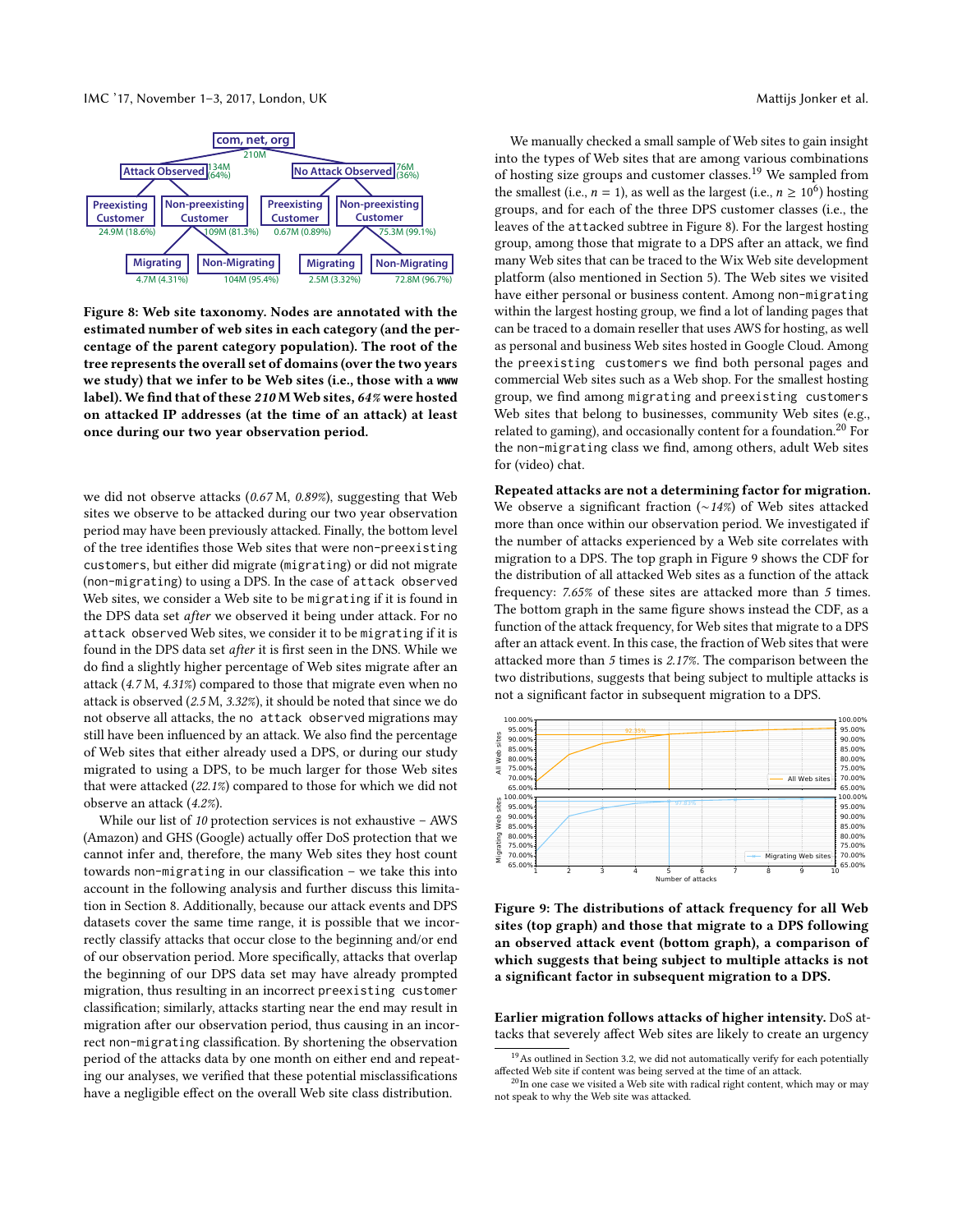Figure 8: Web site taxonomy. Nodes are annotated with the estimated number of web sites in each category (and the percentage of the parent category population). The root of the tree represents the overall set of domains (over the two years we study) that we infer to be Web sites (i.e., those with a `www` label). We find that of these *210* M Web sites, *64%* were hosted on attacked IP addresses (at the time of an attack) at least once during our two year observation period.

we did not observe attacks (*0.67* M, *0.89%*), suggesting that Web sites we observe to be attacked during our two year observation period may have been previously attacked. Finally, the bottom level of the tree identifies those Web sites that were `non-preexisting customers`, but either did migrate (`migrating`) or did not migrate (`non-migrating`) to using a DPS. In the case of `attack observed` Web sites, we consider a Web site to be `migrating` if it is found in the DPS data set *after* we observed it being under attack. For `no attack observed` Web sites, we consider it to be `migrating` if it is found in the DPS data set *after* it is first seen in the DNS. While we do find a slightly higher percentage of Web sites migrate after an attack (*4.7* M, *4.31%*) compared to those that migrate even when no attack is observed (*2.5* M, *3.32%*), it should be noted that since we do not observe all attacks, the `no attack observed` migrations may still have been influenced by an attack. We also find the percentage of Web sites that either already used a DPS, or during our study migrated to using a DPS, to be much larger for those Web sites that were attacked (*22.1%*) compared to those for which we did not observe an attack (*4.2%*).

While our list of *10* protection services is not exhaustive – AWS (Amazon) and GHS (Google) actually offer DoS protection that we cannot infer and, therefore, the many Web sites they host count towards `non-migrating` in our classification – we take this into account in the following analysis and further discuss this limitation in Section 8. Additionally, because our attack events and DPS datasets cover the same time range, it is possible that we incorrectly classify attacks that occur close to the beginning and/or end of our observation period. More specifically, attacks that overlap the beginning of our DPS data set may have already prompted migration, thus resulting in an incorrect `preexisting customer` classification; similarly, attacks starting near the end may result in migration after our observation period, thus causing in an incorrect `non-migrating` classification. By shortening the observation period of the attacks data by one month on either end and repeating our analyses, we verified that these potential misclassifications have a negligible effect on the overall Web site class distribution.

We manually checked a small sample of Web sites to gain insight into the types of Web sites that are among various combinations of hosting size groups and customer classes.[19] We sampled from the smallest (i.e., $n = 1$), as well as the largest (i.e., $n \geq 10^6$) hosting groups, and for each of the three DPS customer classes (i.e., the leaves of the `attacked` subtree in Figure 8). For the largest hosting group, among those that migrate to a DPS after an attack, we find many Web sites that can be traced to the Wix Web site development platform (also mentioned in Section 5). The Web sites we visited have either personal or business content. Among `non-migrating` within the largest hosting group, we find a lot of landing pages that can be traced to a domain reseller that uses AWS for hosting, as well as personal and business Web sites hosted in Google Cloud. Among the `preexisting customers` we find both personal pages and commercial Web sites such as a Web shop. For the smallest hosting group, we find among `migrating` and `preexisting customers` Web sites that belong to businesses, community Web sites (e.g., related to gaming), and occasionally content for a foundation.[20] For the `non-migrating` class we find, among others, adult Web sites for (video) chat.

**Repeated attacks are not a determining factor for migration.** We observe a significant fraction (~*14%*) of Web sites attacked more than once within our observation period. We investigated if the number of attacks experienced by a Web site correlates with migration to a DPS. The top graph in Figure 9 shows the CDF for the distribution of all attacked Web sites as a function of the attack frequency: *7.65%* of these sites are attacked more than *5* times. The bottom graph in the same figure shows instead the CDF, as a function of the attack frequency, for Web sites that migrate to a DPS after an attack event. In this case, the fraction of Web sites that were attacked more than *5* times is *2.17%*. The comparison between the two distributions, suggests that being subject to multiple attacks is not a significant factor in subsequent migration to a DPS.

Figure 9: The distributions of attack frequency for all Web sites (top graph) and those that migrate to a DPS following an observed attack event (bottom graph), a comparison of which suggests that being subject to multiple attacks is not a significant factor in subsequent migration to a DPS.

**Earlier migration follows attacks of higher intensity.** DoS attacks that severely affect Web sites are likely to create an urgency

[19] As outlined in Section 3.2, we did not automatically verify for each potentially affected Web site if content was being served at the time of an attack.

[20] In one case we visited a Web site with radical right content, which may or may not speak to why the Web site was attacked.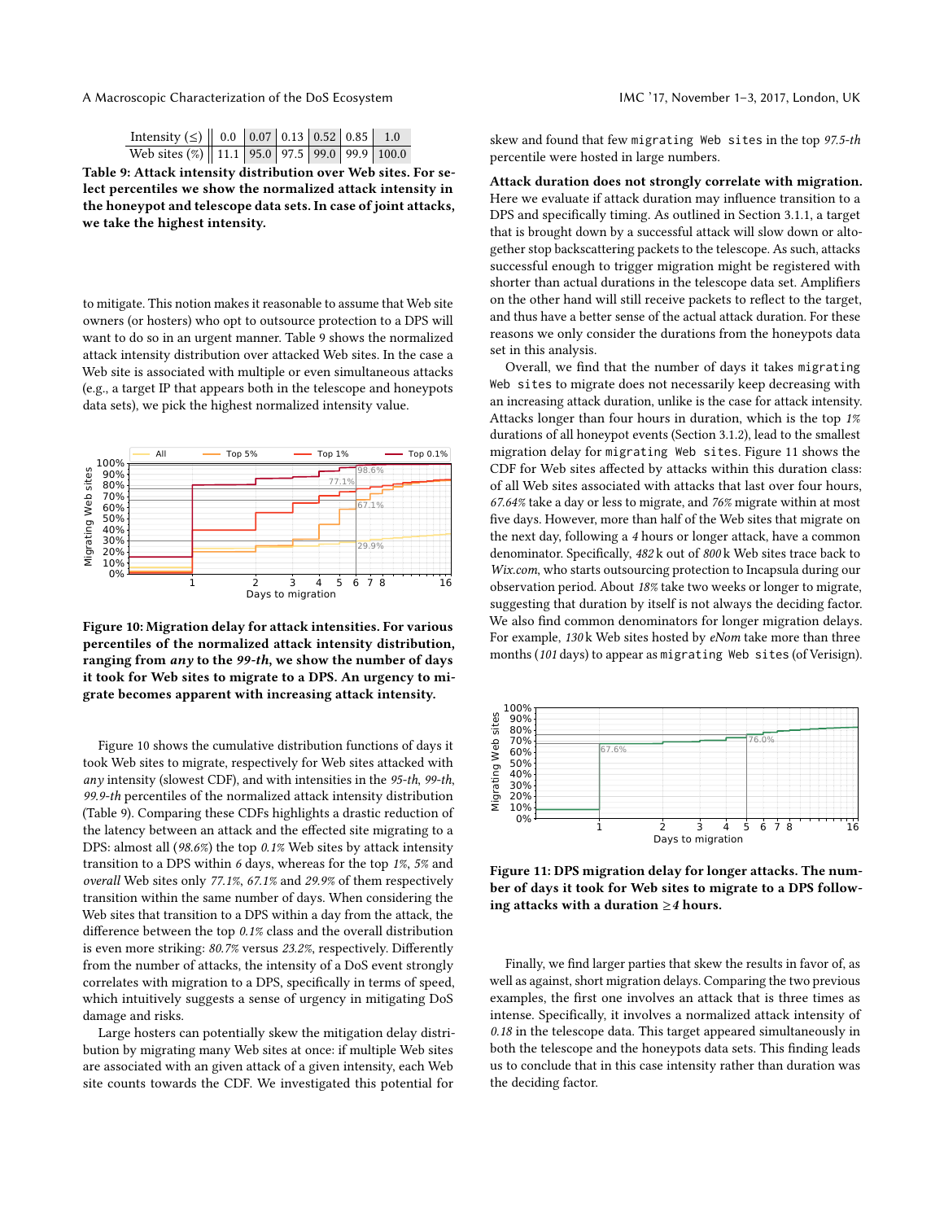| Intensity (≤) | 0.0 | 0.07 | 0.13 | 0.52 | 0.85 | 1.0 |
|---|---|---|---|---|---|---|
| Web sites (%) | 11.1 | 95.0 | 97.5 | 99.0 | 99.9 | 100.0 |

**Table 9: Attack intensity distribution over Web sites. For select percentiles we show the normalized attack intensity in the honeypot and telescope data sets. In case of joint attacks, we take the highest intensity.**

to mitigate. This notion makes it reasonable to assume that Web site owners (or hosters) who opt to outsource protection to a DPS will want to do so in an urgent manner. Table 9 shows the normalized attack intensity distribution over attacked Web sites. In the case a Web site is associated with multiple or even simultaneous attacks (e.g., a target IP that appears both in the telescope and honeypots data sets), we pick the highest normalized intensity value.

**Figure 10: Migration delay for attack intensities. For various percentiles of the normalized attack intensity distribution, ranging from *any* to the *99-th*, we show the number of days it took for Web sites to migrate to a DPS. An urgency to migrate becomes apparent with increasing attack intensity.**

Figure 10 shows the cumulative distribution functions of days it took Web sites to migrate, respectively for Web sites attacked with *any* intensity (slowest CDF), and with intensities in the *95-th*, *99-th*, *99.9-th* percentiles of the normalized attack intensity distribution (Table 9). Comparing these CDFs highlights a drastic reduction of the latency between an attack and the effected site migrating to a DPS: almost all (*98.6%*) the top *0.1%* Web sites by attack intensity transition to a DPS within *6* days, whereas for the top *1%*, *5%* and *overall* Web sites only *77.1%*, *67.1%* and *29.9%* of them respectively transition within the same number of days. When considering the Web sites that transition to a DPS within a day from the attack, the difference between the top *0.1%* class and the overall distribution is even more striking: *80.7%* versus *23.2%*, respectively. Differently from the number of attacks, the intensity of a DoS event strongly correlates with migration to a DPS, specifically in terms of speed, which intuitively suggests a sense of urgency in mitigating DoS damage and risks.

Large hosters can potentially skew the mitigation delay distribution by migrating many Web sites at once: if multiple Web sites are associated with an given attack of a given intensity, each Web site counts towards the CDF. We investigated this potential for skew and found that few `migrating Web sites` in the top *97.5-th* percentile were hosted in large numbers.

**Attack duration does not strongly correlate with migration.** Here we evaluate if attack duration may influence transition to a DPS and specifically timing. As outlined in Section 3.1.1, a target that is brought down by a successful attack will slow down or altogether stop backscattering packets to the telescope. As such, attacks successful enough to trigger migration might be registered with shorter than actual durations in the telescope data set. Amplifiers on the other hand will still receive packets to reflect to the target, and thus have a better sense of the actual attack duration. For these reasons we only consider the durations from the honeypots data set in this analysis.

Overall, we find that the number of days it takes `migrating Web sites` to migrate does not necessarily keep decreasing with an increasing attack duration, unlike is the case for attack intensity. Attacks longer than four hours in duration, which is the top *1%* durations of all honeypot events (Section 3.1.2), lead to the smallest migration delay for `migrating Web sites`. Figure 11 shows the CDF for Web sites affected by attacks within this duration class: of all Web sites associated with attacks that last over four hours, *67.64%* take a day or less to migrate, and *76%* migrate within at most five days. However, more than half of the Web sites that migrate on the next day, following a *4* hours or longer attack, have a common denominator. Specifically, *482* k out of *800* k Web sites trace back to *Wix.com*, who starts outsourcing protection to Incapsula during our observation period. About *18%* take two weeks or longer to migrate, suggesting that duration by itself is not always the deciding factor. We also find common denominators for longer migration delays. For example, *130* k Web sites hosted by *eNom* take more than three months (*101* days) to appear as `migrating Web sites` (of Verisign).

**Figure 11: DPS migration delay for longer attacks. The number of days it took for Web sites to migrate to a DPS following attacks with a duration ≥*4* hours.**

Finally, we find larger parties that skew the results in favor of, as well as against, short migration delays. Comparing the two previous examples, the first one involves an attack that is three times as intense. Specifically, it involves a normalized attack intensity of *0.18* in the telescope data. This target appeared simultaneously in both the telescope and the honeypots data sets. This finding leads us to conclude that in this case intensity rather than duration was the deciding factor.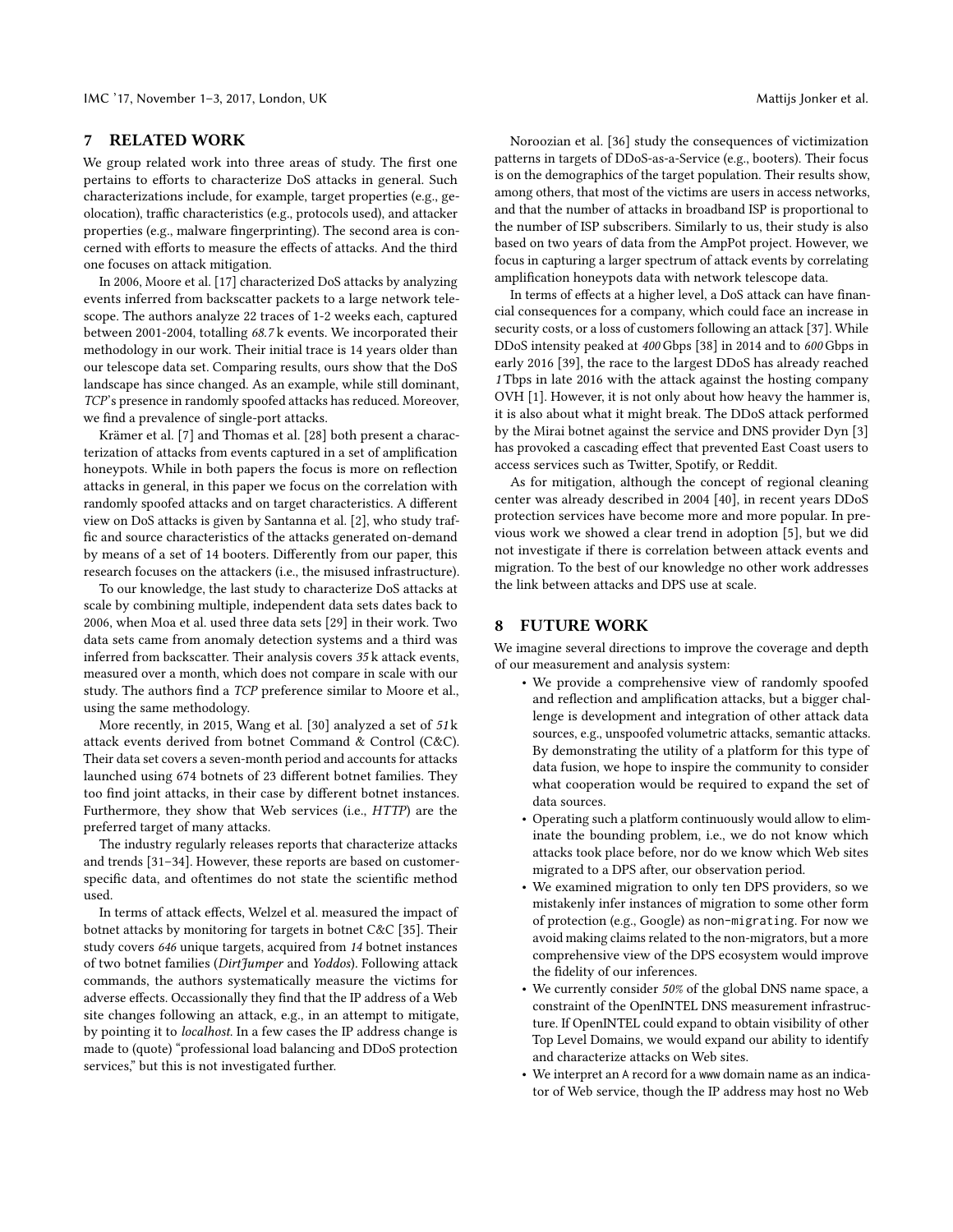## 7 RELATED WORK

We group related work into three areas of study. The first one pertains to efforts to characterize DoS attacks in general. Such characterizations include, for example, target properties (e.g., geolocation), traffic characteristics (e.g., protocols used), and attacker properties (e.g., malware fingerprinting). The second area is concerned with efforts to measure the effects of attacks. And the third one focuses on attack mitigation.

In 2006, Moore et al. [17] characterized DoS attacks by analyzing events inferred from backscatter packets to a large network telescope. The authors analyze 22 traces of 1-2 weeks each, captured between 2001-2004, totalling *68.7* k events. We incorporated their methodology in our work. Their initial trace is 14 years older than our telescope data set. Comparing results, ours show that the DoS landscape has since changed. As an example, while still dominant, *TCP*'s presence in randomly spoofed attacks has reduced. Moreover, we find a prevalence of single-port attacks.

Krämer et al. [7] and Thomas et al. [28] both present a characterization of attacks from events captured in a set of amplification honeypots. While in both papers the focus is more on reflection attacks in general, in this paper we focus on the correlation with randomly spoofed attacks and on target characteristics. A different view on DoS attacks is given by Santanna et al. [2], who study traffic and source characteristics of the attacks generated on-demand by means of a set of 14 booters. Differently from our paper, this research focuses on the attackers (i.e., the misused infrastructure).

To our knowledge, the last study to characterize DoS attacks at scale by combining multiple, independent data sets dates back to 2006, when Moa et al. used three data sets [29] in their work. Two data sets came from anomaly detection systems and a third was inferred from backscatter. Their analysis covers *35* k attack events, measured over a month, which does not compare in scale with our study. The authors find a *TCP* preference similar to Moore et al., using the same methodology.

More recently, in 2015, Wang et al. [30] analyzed a set of *51* k attack events derived from botnet Command & Control (C&C). Their data set covers a seven-month period and accounts for attacks launched using 674 botnets of 23 different botnet families. They too find joint attacks, in their case by different botnet instances. Furthermore, they show that Web services (i.e., *HTTP*) are the preferred target of many attacks.

The industry regularly releases reports that characterize attacks and trends [31–34]. However, these reports are based on customer-specific data, and oftentimes do not state the scientific method used.

In terms of attack effects, Welzel et al. measured the impact of botnet attacks by monitoring for targets in botnet C&C [35]. Their study covers *646* unique targets, acquired from *14* botnet instances of two botnet families (*DirtJumper* and *Yoddos*). Following attack commands, the authors systematically measure the victims for adverse effects. Occassionally they find that the IP address of a Web site changes following an attack, e.g., in an attempt to mitigate, by pointing it to *localhost*. In a few cases the IP address change is made to (quote) "professional load balancing and DDoS protection services," but this is not investigated further.

Noroozian et al. [36] study the consequences of victimization patterns in targets of DDoS-as-a-Service (e.g., booters). Their focus is on the demographics of the target population. Their results show, among others, that most of the victims are users in access networks, and that the number of attacks in broadband ISP is proportional to the number of ISP subscribers. Similarly to us, their study is also based on two years of data from the AmpPot project. However, we focus in capturing a larger spectrum of attack events by correlating amplification honeypots data with network telescope data.

In terms of effects at a higher level, a DoS attack can have financial consequences for a company, which could face an increase in security costs, or a loss of customers following an attack [37]. While DDoS intensity peaked at *400* Gbps [38] in 2014 and to *600* Gbps in early 2016 [39], the race to the largest DDoS has already reached *1* Tbps in late 2016 with the attack against the hosting company OVH [1]. However, it is not only about how heavy the hammer is, it is also about what it might break. The DDoS attack performed by the Mirai botnet against the service and DNS provider Dyn [3] has provoked a cascading effect that prevented East Coast users to access services such as Twitter, Spotify, or Reddit.

As for mitigation, although the concept of regional cleaning center was already described in 2004 [40], in recent years DDoS protection services have become more and more popular. In previous work we showed a clear trend in adoption [5], but we did not investigate if there is correlation between attack events and migration. To the best of our knowledge no other work addresses the link between attacks and DPS use at scale.

## 8 FUTURE WORK

We imagine several directions to improve the coverage and depth of our measurement and analysis system:

- We provide a comprehensive view of randomly spoofed and reflection and amplification attacks, but a bigger challenge is development and integration of other attack data sources, e.g., unspoofed volumetric attacks, semantic attacks. By demonstrating the utility of a platform for this type of data fusion, we hope to inspire the community to consider what cooperation would be required to expand the set of data sources.
- Operating such a platform continuously would allow to eliminate the bounding problem, i.e., we do not know which attacks took place before, nor do we know which Web sites migrated to a DPS after, our observation period.
- We examined migration to only ten DPS providers, so we mistakenly infer instances of migration to some other form of protection (e.g., Google) as `non-migrating`. For now we avoid making claims related to the non-migrators, but a more comprehensive view of the DPS ecosystem would improve the fidelity of our inferences.
- We currently consider *50%* of the global DNS name space, a constraint of the OpenINTEL DNS measurement infrastructure. If OpenINTEL could expand to obtain visibility of other Top Level Domains, we would expand our ability to identify and characterize attacks on Web sites.
- We interpret an `A` record for a `www` domain name as an indicator of Web service, though the IP address may host no Web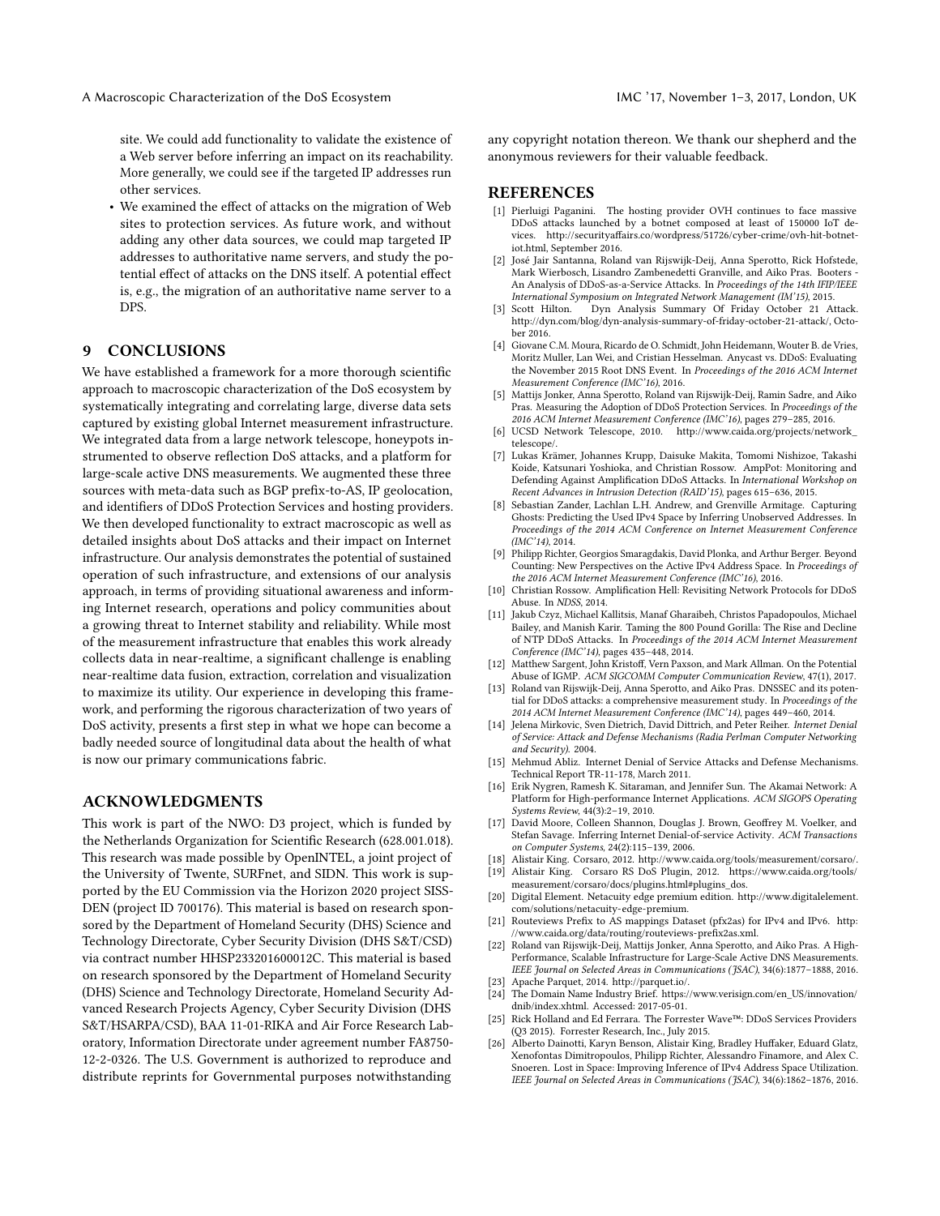site. We could add functionality to validate the existence of a Web server before inferring an impact on its reachability. More generally, we could see if the targeted IP addresses run other services.

- We examined the effect of attacks on the migration of Web sites to protection services. As future work, and without adding any other data sources, we could map targeted IP addresses to authoritative name servers, and study the potential effect of attacks on the DNS itself. A potential effect is, e.g., the migration of an authoritative name server to a DPS.

## 9 CONCLUSIONS

We have established a framework for a more thorough scientific approach to macroscopic characterization of the DoS ecosystem by systematically integrating and correlating large, diverse data sets captured by existing global Internet measurement infrastructure. We integrated data from a large network telescope, honeypots instrumented to observe reflection DoS attacks, and a platform for large-scale active DNS measurements. We augmented these three sources with meta-data such as BGP prefix-to-AS, IP geolocation, and identifiers of DDoS Protection Services and hosting providers. We then developed functionality to extract macroscopic as well as detailed insights about DoS attacks and their impact on Internet infrastructure. Our analysis demonstrates the potential of sustained operation of such infrastructure, and extensions of our analysis approach, in terms of providing situational awareness and informing Internet research, operations and policy communities about a growing threat to Internet stability and reliability. While most of the measurement infrastructure that enables this work already collects data in near-realtime, a significant challenge is enabling near-realtime data fusion, extraction, correlation and visualization to maximize its utility. Our experience in developing this framework, and performing the rigorous characterization of two years of DoS activity, presents a first step in what we hope can become a badly needed source of longitudinal data about the health of what is now our primary communications fabric.

## ACKNOWLEDGMENTS

This work is part of the NWO: D3 project, which is funded by the Netherlands Organization for Scientific Research (628.001.018). This research was made possible by OpenINTEL, a joint project of the University of Twente, SURFnet, and SIDN. This work is supported by the EU Commission via the Horizon 2020 project SISSDEN (project ID 700176). This material is based on research sponsored by the Department of Homeland Security (DHS) Science and Technology Directorate, Cyber Security Division (DHS S&T/CSD) via contract number HHSP233201600012C. This material is based on research sponsored by the Department of Homeland Security (DHS) Science and Technology Directorate, Homeland Security Advanced Research Projects Agency, Cyber Security Division (DHS S&T/HSARPA/CSD), BAA 11-01-RIKA and Air Force Research Laboratory, Information Directorate under agreement number FA8750-12-2-0326. The U.S. Government is authorized to reproduce and distribute reprints for Governmental purposes notwithstanding any copyright notation thereon. We thank our shepherd and the anonymous reviewers for their valuable feedback.

## REFERENCES

[1] Pierluigi Paganini. The hosting provider OVH continues to face massive DDoS attacks launched by a botnet composed at least of 150000 IoT devices. http://securityaffairs.co/wordpress/51726/cyber-crime/ovh-hit-botnet-iot.html, September 2016.

[2] José Jair Santanna, Roland van Rijswijk-Deij, Anna Sperotto, Rick Hofstede, Mark Wierbosch, Lisandro Zambenedetti Granville, and Aiko Pras. Booters - An Analysis of DDoS-as-a-Service Attacks. In *Proceedings of the 14th IFIP/IEEE International Symposium on Integrated Network Management (IM'15)*, 2015.

[3] Scott Hilton. Dyn Analysis Summary Of Friday October 21 Attack. http://dyn.com/blog/dyn-analysis-summary-of-friday-october-21-attack/, October 2016.

[4] Giovane C.M. Moura, Ricardo de O. Schmidt, John Heidemann, Wouter B. de Vries, Moritz Muller, Lan Wei, and Cristian Hesselman. Anycast vs. DDoS: Evaluating the November 2015 Root DNS Event. In *Proceedings of the 2016 ACM Internet Measurement Conference (IMC'16)*, 2016.

[5] Mattijs Jonker, Anna Sperotto, Roland van Rijswijk-Deij, Ramin Sadre, and Aiko Pras. Measuring the Adoption of DDoS Protection Services. In *Proceedings of the 2016 ACM Internet Measurement Conference (IMC'16)*, pages 279–285, 2016.

[6] UCSD Network Telescope, 2010. http://www.caida.org/projects/network_telescope/.

[7] Lukas Krämer, Johannes Krupp, Daisuke Makita, Tomomi Nishizoe, Takashi Koide, Katsunari Yoshioka, and Christian Rossow. AmpPot: Monitoring and Defending Against Amplification DDoS Attacks. In *International Workshop on Recent Advances in Intrusion Detection (RAID'15)*, pages 615–636, 2015.

[8] Sebastian Zander, Lachlan L.H. Andrew, and Grenville Armitage. Capturing Ghosts: Predicting the Used IPv4 Space by Inferring Unobserved Addresses. In *Proceedings of the 2014 ACM Conference on Internet Measurement Conference (IMC'14)*, 2014.

[9] Philipp Richter, Georgios Smaragdakis, David Plonka, and Arthur Berger. Beyond Counting: New Perspectives on the Active IPv4 Address Space. In *Proceedings of the 2016 ACM Internet Measurement Conference (IMC'16)*, 2016.

[10] Christian Rossow. Amplification Hell: Revisiting Network Protocols for DDoS Abuse. In *NDSS*, 2014.

[11] Jakub Czyz, Michael Kallitsis, Manaf Gharaibeh, Christos Papadopoulos, Michael Bailey, and Manish Karir. Taming the 800 Pound Gorilla: The Rise and Decline of NTP DDoS Attacks. In *Proceedings of the 2014 ACM Internet Measurement Conference (IMC'14)*, pages 435–448, 2014.

[12] Matthew Sargent, John Kristoff, Vern Paxson, and Mark Allman. On the Potential Abuse of IGMP. *ACM SIGCOMM Computer Communication Review*, 47(1), 2017.

[13] Roland van Rijswijk-Deij, Anna Sperotto, and Aiko Pras. DNSSEC and its potential for DDoS attacks: a comprehensive measurement study. In *Proceedings of the 2014 ACM Internet Measurement Conference (IMC'14)*, pages 449–460, 2014.

[14] Jelena Mirkovic, Sven Dietrich, David Dittrich, and Peter Reiher. *Internet Denial of Service: Attack and Defense Mechanisms (Radia Perlman Computer Networking and Security)*. 2004.

[15] Mehmud Abliz. Internet Denial of Service Attacks and Defense Mechanisms. Technical Report TR-11-178, March 2011.

[16] Erik Nygren, Ramesh K. Sitaraman, and Jennifer Sun. The Akamai Network: A Platform for High-performance Internet Applications. *ACM SIGOPS Operating Systems Review*, 44(3):2–19, 2010.

[17] David Moore, Colleen Shannon, Douglas J. Brown, Geoffrey M. Voelker, and Stefan Savage. Inferring Internet Denial-of-service Activity. *ACM Transactions on Computer Systems*, 24(2):115–139, 2006.

[18] Alistair King. Corsaro, 2012. http://www.caida.org/tools/measurement/corsaro/.

[19] Alistair King. Corsaro RS DoS Plugin, 2012. https://www.caida.org/tools/measurement/corsaro/docs/plugins.html#plugins_dos.

[20] Digital Element. Netacuity edge premium edition. http://www.digitalelement.com/solutions/netacuity-edge-premium.

[21] Routeviews Prefix to AS mappings Dataset (pfx2as) for IPv4 and IPv6. http://www.caida.org/data/routing/routeviews-prefix2as.xml.

[22] Roland van Rijswijk-Deij, Mattijs Jonker, Anna Sperotto, and Aiko Pras. A High-Performance, Scalable Infrastructure for Large-Scale Active DNS Measurements. *IEEE Journal on Selected Areas in Communications (JSAC)*, 34(6):1877–1888, 2016.

[23] Apache Parquet, 2014. http://parquet.io/.

[24] The Domain Name Industry Brief. https://www.verisign.com/en_US/innovation/dnib/index.xhtml. Accessed: 2017-05-01.

[25] Rick Holland and Ed Ferrara. The Forrester Wave™: DDoS Services Providers (Q3 2015). Forrester Research, Inc., July 2015.

[26] Alberto Dainotti, Karyn Benson, Alistair King, Bradley Huffaker, Eduard Glatz, Xenofontas Dimitropoulos, Philipp Richter, Alessandro Finamore, and Alex C. Snoeren. Lost in Space: Improving Inference of IPv4 Address Space Utilization. *IEEE Journal on Selected Areas in Communications (JSAC)*, 34(6):1862–1876, 2016.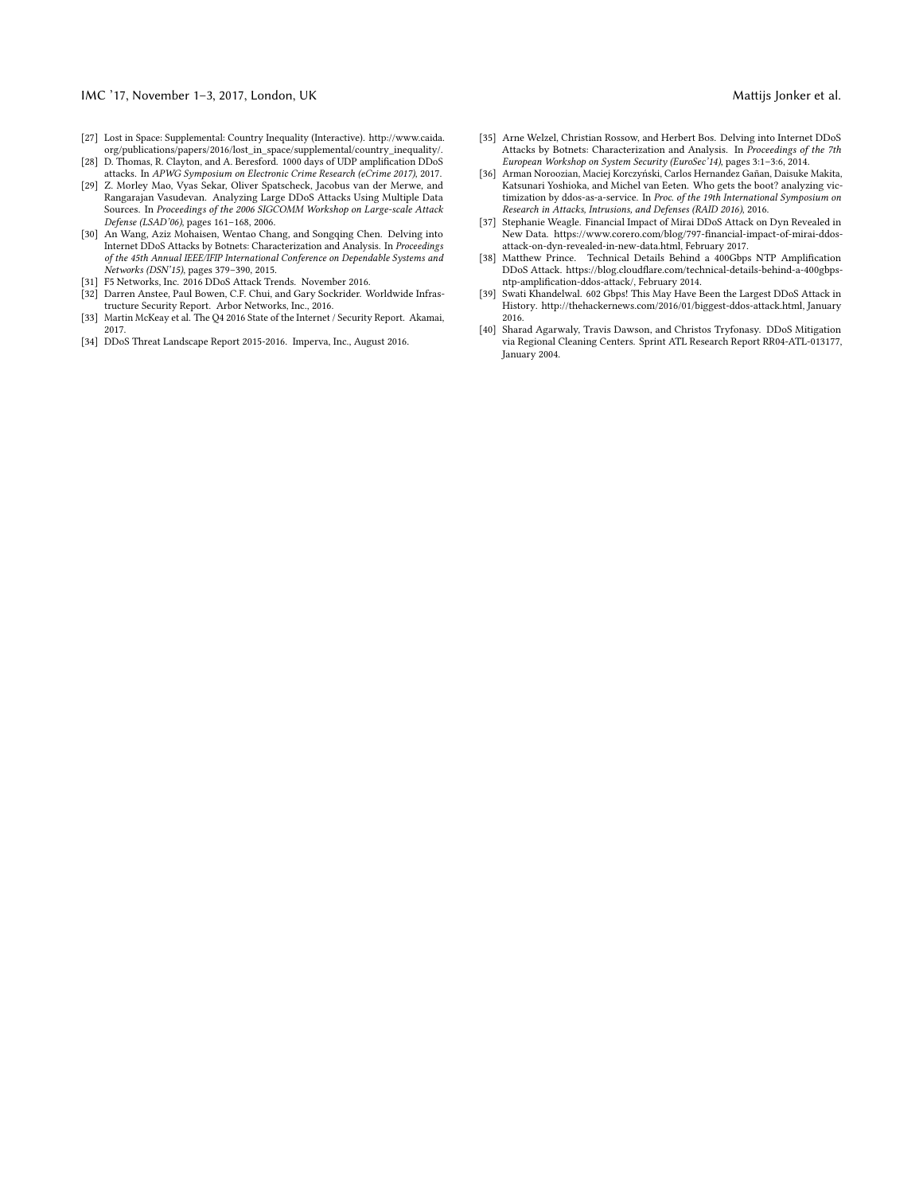- [27] Lost in Space: Supplemental: Country Inequality (Interactive). http://www.caida.org/publications/papers/2016/lost_in_space/supplemental/country_inequality/.
- [28] D. Thomas, R. Clayton, and A. Beresford. 1000 days of UDP amplification DDoS attacks. In *APWG Symposium on Electronic Crime Research (eCrime 2017)*, 2017.
- [29] Z. Morley Mao, Vyas Sekar, Oliver Spatscheck, Jacobus van der Merwe, and Rangarajan Vasudevan. Analyzing Large DDoS Attacks Using Multiple Data Sources. In *Proceedings of the 2006 SIGCOMM Workshop on Large-scale Attack Defense (LSAD'06)*, pages 161–168, 2006.
- [30] An Wang, Aziz Mohaisen, Wentao Chang, and Songqing Chen. Delving into Internet DDoS Attacks by Botnets: Characterization and Analysis. In *Proceedings of the 45th Annual IEEE/IFIP International Conference on Dependable Systems and Networks (DSN'15)*, pages 379–390, 2015.
- [31] F5 Networks, Inc. 2016 DDoS Attack Trends. November 2016.
- [32] Darren Anstee, Paul Bowen, C.F. Chui, and Gary Sockrider. Worldwide Infrastructure Security Report. Arbor Networks, Inc., 2016.
- [33] Martin McKeay et al. The Q4 2016 State of the Internet / Security Report. Akamai, 2017.
- [34] DDoS Threat Landscape Report 2015-2016. Imperva, Inc., August 2016.
- [35] Arne Welzel, Christian Rossow, and Herbert Bos. Delving into Internet DDoS Attacks by Botnets: Characterization and Analysis. In *Proceedings of the 7th European Workshop on System Security (EuroSec'14)*, pages 3:1–3:6, 2014.
- [36] Arman Noroozian, Maciej Korczyński, Carlos Hernandez Gañan, Daisuke Makita, Katsunari Yoshioka, and Michel van Eeten. Who gets the boot? analyzing victimization by ddos-as-a-service. In *Proc. of the 19th International Symposium on Research in Attacks, Intrusions, and Defenses (RAID 2016)*, 2016.
- [37] Stephanie Weagle. Financial Impact of Mirai DDoS Attack on Dyn Revealed in New Data. https://www.corero.com/blog/797-financial-impact-of-mirai-ddos-attack-on-dyn-revealed-in-new-data.html, February 2017.
- [38] Matthew Prince. Technical Details Behind a 400Gbps NTP Amplification DDoS Attack. https://blog.cloudflare.com/technical-details-behind-a-400gbps-ntp-amplification-ddos-attack/, February 2014.
- [39] Swati Khandelwal. 602 Gbps! This May Have Been the Largest DDoS Attack in History. http://thehackernews.com/2016/01/biggest-ddos-attack.html, January 2016.
- [40] Sharad Agarwaly, Travis Dawson, and Christos Tryfonasy. DDoS Mitigation via Regional Cleaning Centers. Sprint ATL Research Report RR04-ATL-013177, January 2004.